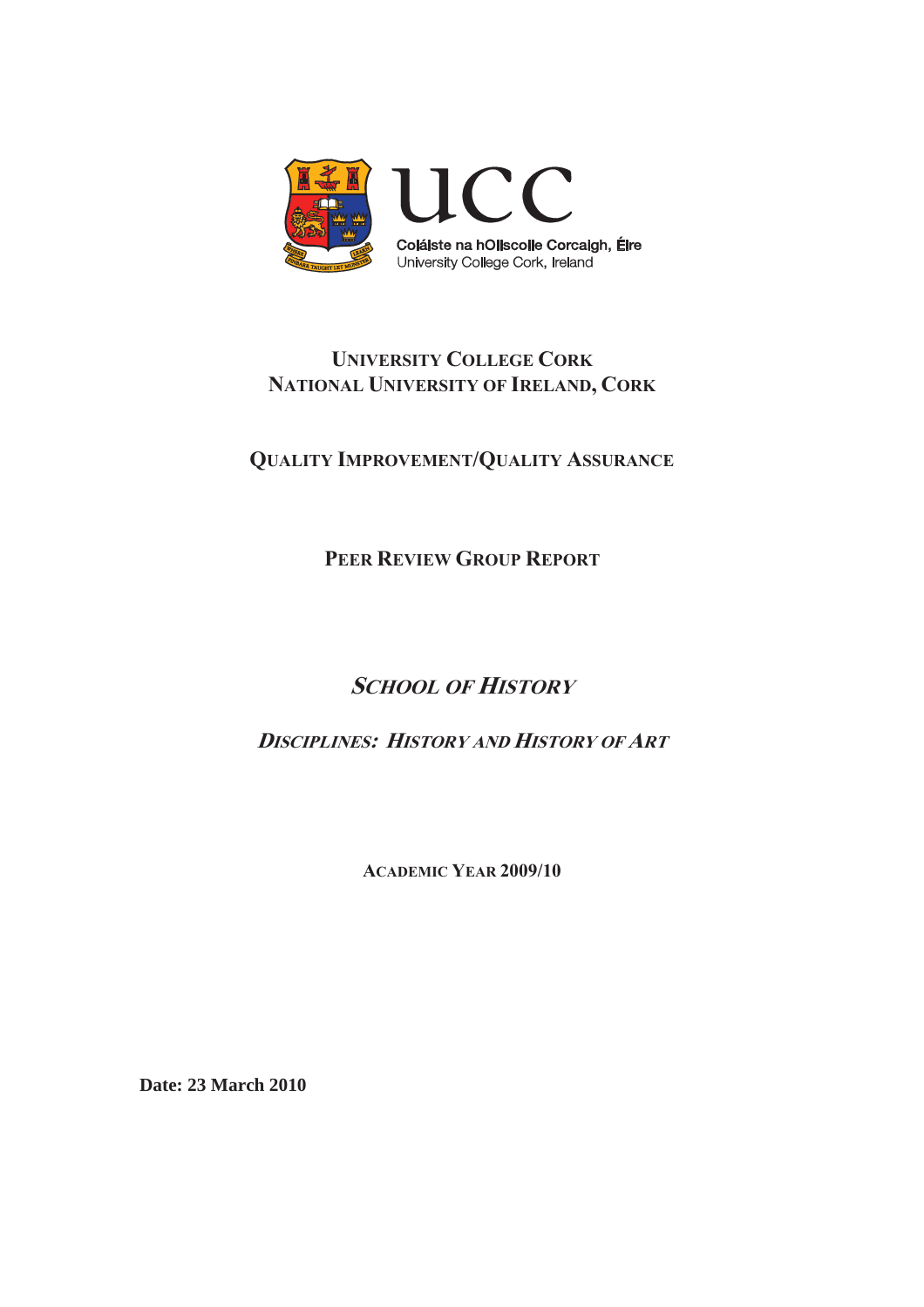ucc

Coláiste na hOllscoile Corcaigh, Éire
University College Cork, Ireland

# UNIVERSITY COLLEGE CORK
# NATIONAL UNIVERSITY OF IRELAND, CORK

## QUALITY IMPROVEMENT/QUALITY ASSURANCE

## PEER REVIEW GROUP REPORT

## *SCHOOL OF HISTORY*

### *DISCIPLINES: HISTORY AND HISTORY OF ART*

**ACADEMIC YEAR 2009/10**

**Date: 23 March 2010**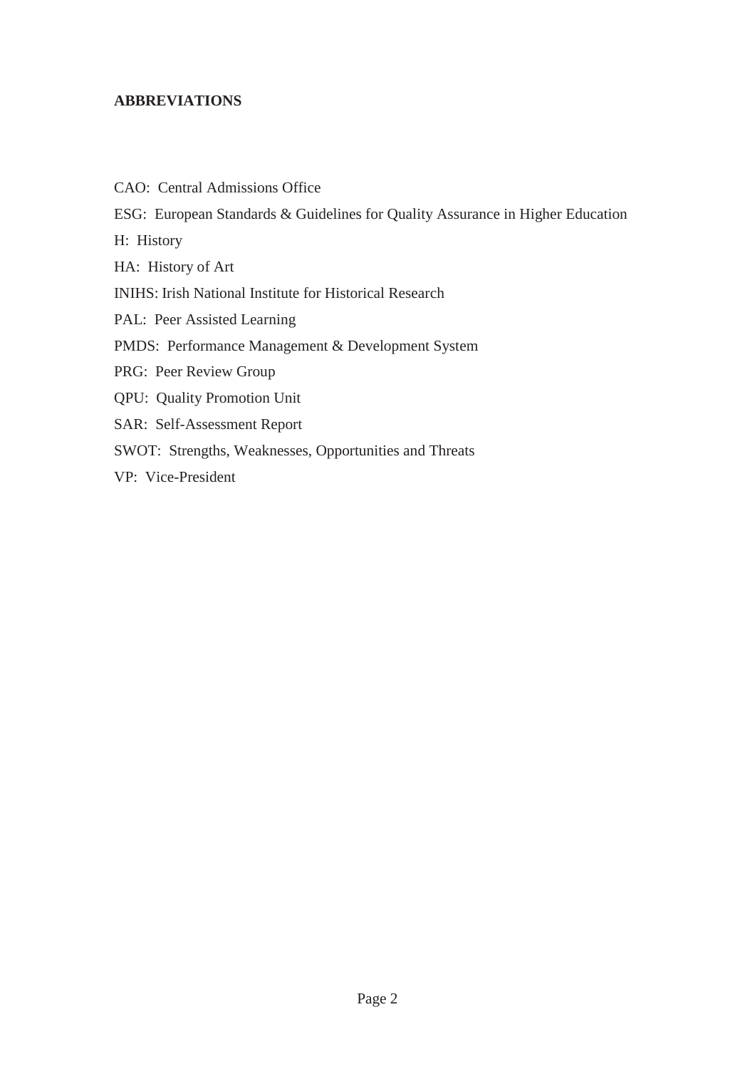**ABBREVIATIONS**

CAO: Central Admissions Office

ESG: European Standards & Guidelines for Quality Assurance in Higher Education

H: History

HA: History of Art

INIHS: Irish National Institute for Historical Research

PAL: Peer Assisted Learning

PMDS: Performance Management & Development System

PRG: Peer Review Group

QPU: Quality Promotion Unit

SAR: Self-Assessment Report

SWOT: Strengths, Weaknesses, Opportunities and Threats

VP: Vice-President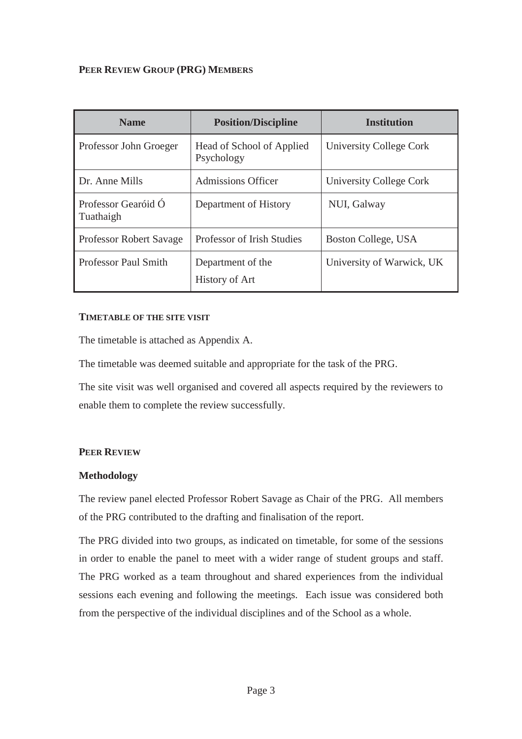## PEER REVIEW GROUP (PRG) MEMBERS

| Name | Position/Discipline | Institution |
|---|---|---|
| Professor John Groeger | Head of School of Applied Psychology | University College Cork |
| Dr. Anne Mills | Admissions Officer | University College Cork |
| Professor Gearóid Ó Tuathaigh | Department of History | NUI, Galway |
| Professor Robert Savage | Professor of Irish Studies | Boston College, USA |
| Professor Paul Smith | Department of the History of Art | University of Warwick, UK |

### TIMETABLE OF THE SITE VISIT

The timetable is attached as Appendix A.

The timetable was deemed suitable and appropriate for the task of the PRG.

The site visit was well organised and covered all aspects required by the reviewers to enable them to complete the review successfully.

## PEER REVIEW

### Methodology

The review panel elected Professor Robert Savage as Chair of the PRG. All members of the PRG contributed to the drafting and finalisation of the report.

The PRG divided into two groups, as indicated on timetable, for some of the sessions in order to enable the panel to meet with a wider range of student groups and staff. The PRG worked as a team throughout and shared experiences from the individual sessions each evening and following the meetings. Each issue was considered both from the perspective of the individual disciplines and of the School as a whole.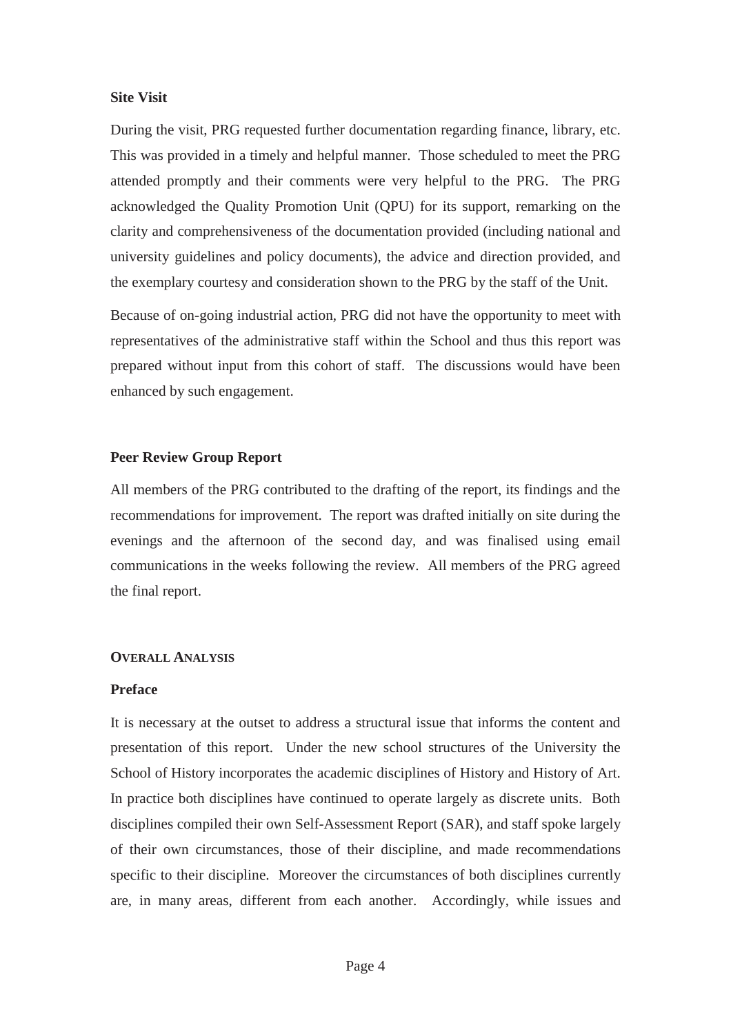**Site Visit**

During the visit, PRG requested further documentation regarding finance, library, etc. This was provided in a timely and helpful manner. Those scheduled to meet the PRG attended promptly and their comments were very helpful to the PRG. The PRG acknowledged the Quality Promotion Unit (QPU) for its support, remarking on the clarity and comprehensiveness of the documentation provided (including national and university guidelines and policy documents), the advice and direction provided, and the exemplary courtesy and consideration shown to the PRG by the staff of the Unit.

Because of on-going industrial action, PRG did not have the opportunity to meet with representatives of the administrative staff within the School and thus this report was prepared without input from this cohort of staff. The discussions would have been enhanced by such engagement.

**Peer Review Group Report**

All members of the PRG contributed to the drafting of the report, its findings and the recommendations for improvement. The report was drafted initially on site during the evenings and the afternoon of the second day, and was finalised using email communications in the weeks following the review. All members of the PRG agreed the final report.

## OVERALL ANALYSIS

**Preface**

It is necessary at the outset to address a structural issue that informs the content and presentation of this report. Under the new school structures of the University the School of History incorporates the academic disciplines of History and History of Art. In practice both disciplines have continued to operate largely as discrete units. Both disciplines compiled their own Self-Assessment Report (SAR), and staff spoke largely of their own circumstances, those of their discipline, and made recommendations specific to their discipline. Moreover the circumstances of both disciplines currently are, in many areas, different from each another. Accordingly, while issues and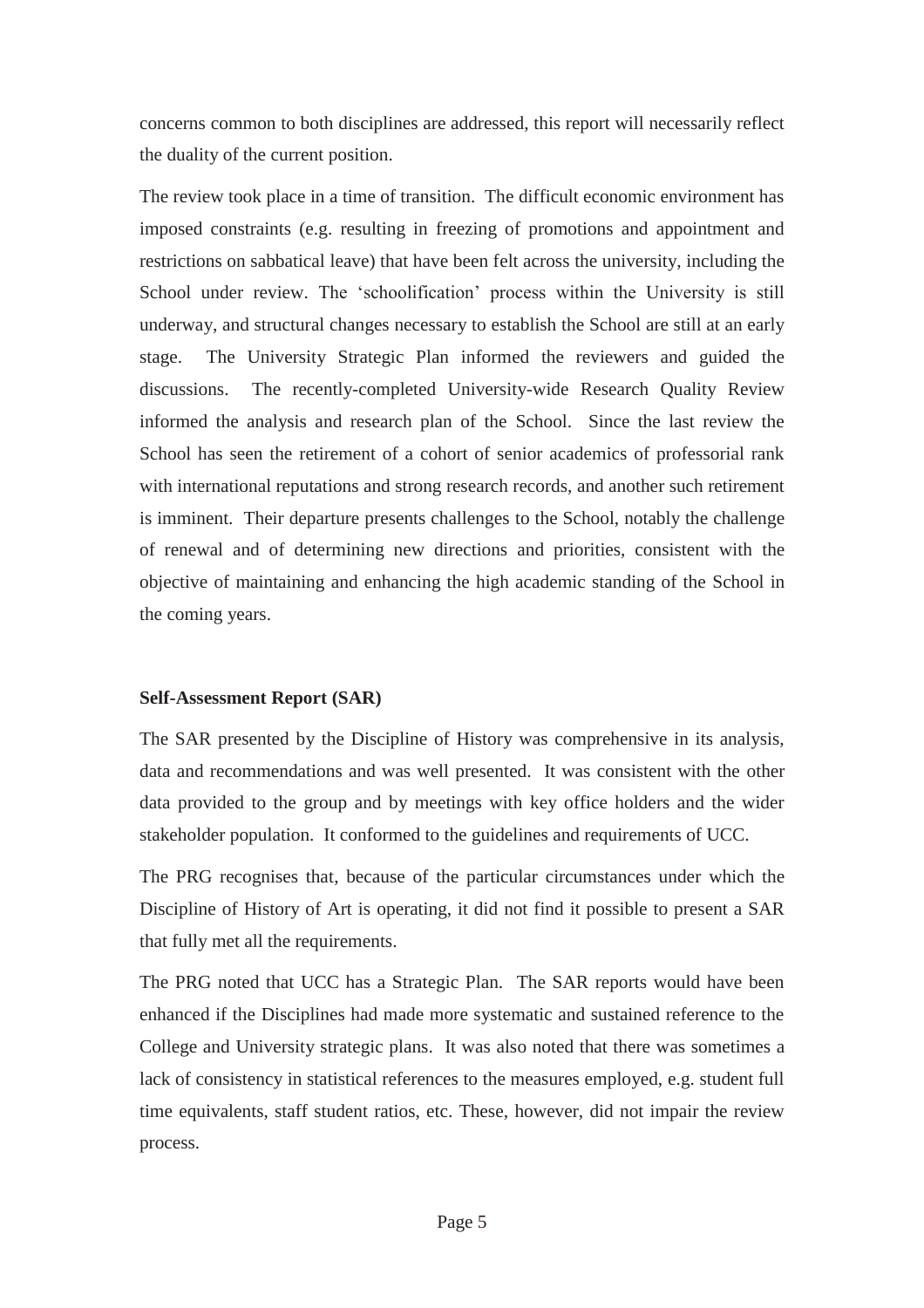concerns common to both disciplines are addressed, this report will necessarily reflect the duality of the current position.

The review took place in a time of transition. The difficult economic environment has imposed constraints (e.g. resulting in freezing of promotions and appointment and restrictions on sabbatical leave) that have been felt across the university, including the School under review. The 'schoolification' process within the University is still underway, and structural changes necessary to establish the School are still at an early stage. The University Strategic Plan informed the reviewers and guided the discussions. The recently-completed University-wide Research Quality Review informed the analysis and research plan of the School. Since the last review the School has seen the retirement of a cohort of senior academics of professorial rank with international reputations and strong research records, and another such retirement is imminent. Their departure presents challenges to the School, notably the challenge of renewal and of determining new directions and priorities, consistent with the objective of maintaining and enhancing the high academic standing of the School in the coming years.

**Self-Assessment Report (SAR)**

The SAR presented by the Discipline of History was comprehensive in its analysis, data and recommendations and was well presented. It was consistent with the other data provided to the group and by meetings with key office holders and the wider stakeholder population. It conformed to the guidelines and requirements of UCC.

The PRG recognises that, because of the particular circumstances under which the Discipline of History of Art is operating, it did not find it possible to present a SAR that fully met all the requirements.

The PRG noted that UCC has a Strategic Plan. The SAR reports would have been enhanced if the Disciplines had made more systematic and sustained reference to the College and University strategic plans. It was also noted that there was sometimes a lack of consistency in statistical references to the measures employed, e.g. student full time equivalents, staff student ratios, etc. These, however, did not impair the review process.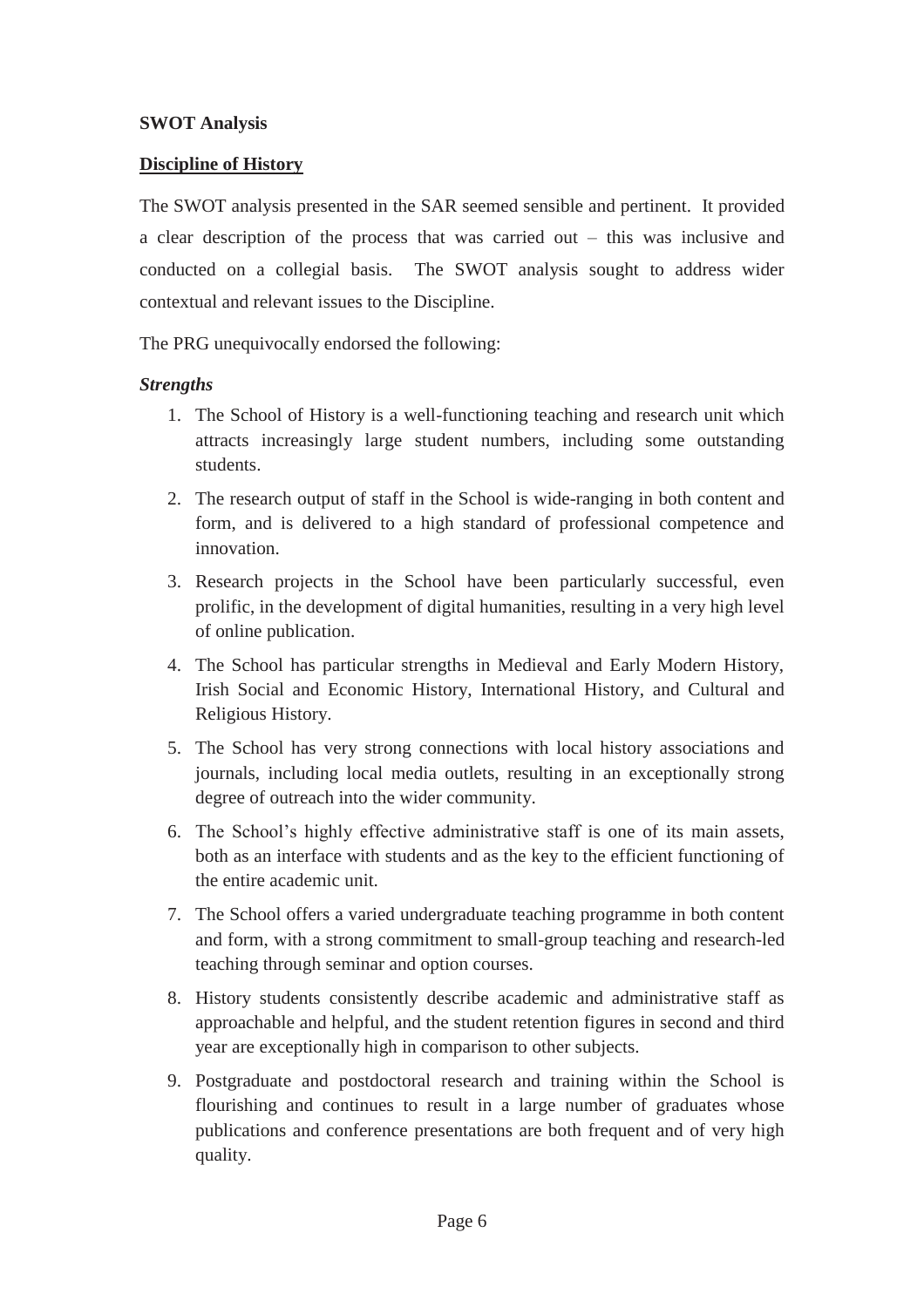**SWOT Analysis**

**Discipline of History**

The SWOT analysis presented in the SAR seemed sensible and pertinent. It provided a clear description of the process that was carried out – this was inclusive and conducted on a collegial basis. The SWOT analysis sought to address wider contextual and relevant issues to the Discipline.

The PRG unequivocally endorsed the following:

***Strengths***

1. The School of History is a well-functioning teaching and research unit which attracts increasingly large student numbers, including some outstanding students.
2. The research output of staff in the School is wide-ranging in both content and form, and is delivered to a high standard of professional competence and innovation.
3. Research projects in the School have been particularly successful, even prolific, in the development of digital humanities, resulting in a very high level of online publication.
4. The School has particular strengths in Medieval and Early Modern History, Irish Social and Economic History, International History, and Cultural and Religious History.
5. The School has very strong connections with local history associations and journals, including local media outlets, resulting in an exceptionally strong degree of outreach into the wider community.
6. The School's highly effective administrative staff is one of its main assets, both as an interface with students and as the key to the efficient functioning of the entire academic unit.
7. The School offers a varied undergraduate teaching programme in both content and form, with a strong commitment to small-group teaching and research-led teaching through seminar and option courses.
8. History students consistently describe academic and administrative staff as approachable and helpful, and the student retention figures in second and third year are exceptionally high in comparison to other subjects.
9. Postgraduate and postdoctoral research and training within the School is flourishing and continues to result in a large number of graduates whose publications and conference presentations are both frequent and of very high quality.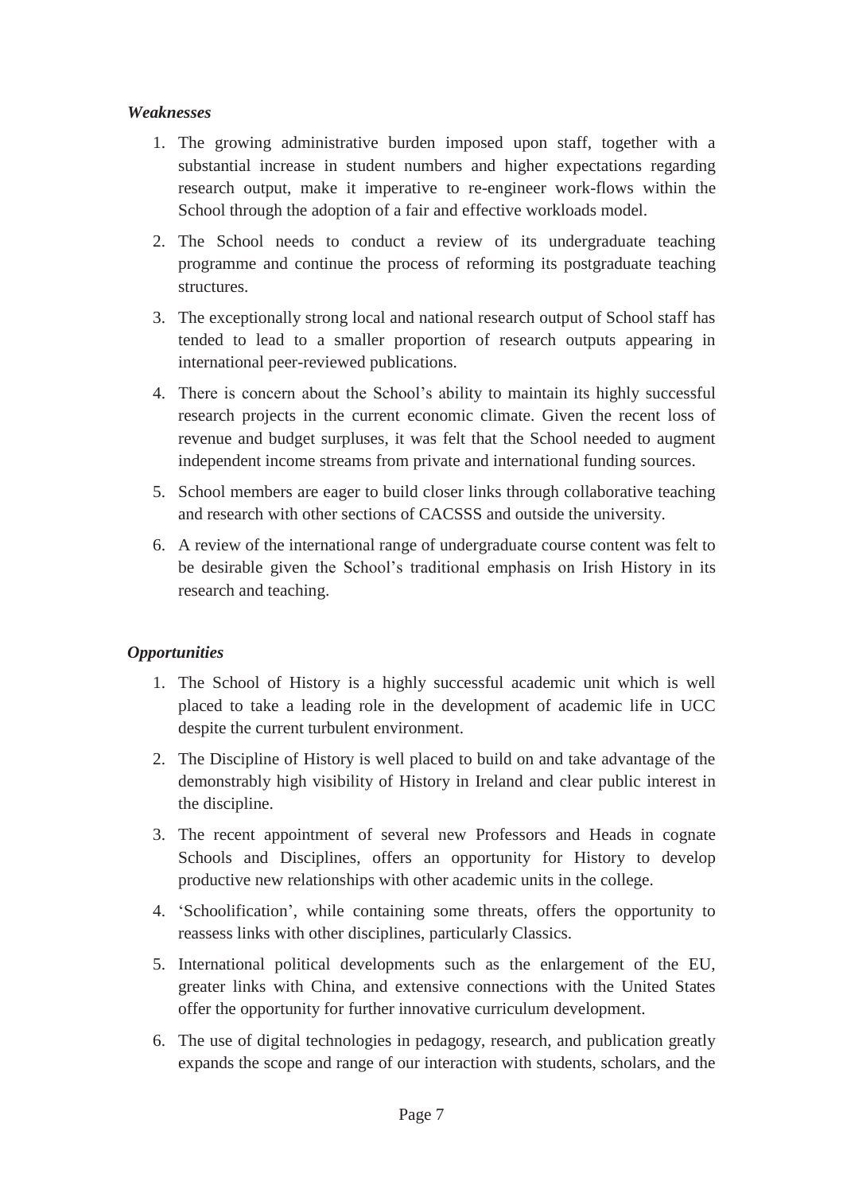*Weaknesses*

1. The growing administrative burden imposed upon staff, together with a substantial increase in student numbers and higher expectations regarding research output, make it imperative to re-engineer work-flows within the School through the adoption of a fair and effective workloads model.
2. The School needs to conduct a review of its undergraduate teaching programme and continue the process of reforming its postgraduate teaching structures.
3. The exceptionally strong local and national research output of School staff has tended to lead to a smaller proportion of research outputs appearing in international peer-reviewed publications.
4. There is concern about the School's ability to maintain its highly successful research projects in the current economic climate. Given the recent loss of revenue and budget surpluses, it was felt that the School needed to augment independent income streams from private and international funding sources.
5. School members are eager to build closer links through collaborative teaching and research with other sections of CACSSS and outside the university.
6. A review of the international range of undergraduate course content was felt to be desirable given the School's traditional emphasis on Irish History in its research and teaching.

*Opportunities*

1. The School of History is a highly successful academic unit which is well placed to take a leading role in the development of academic life in UCC despite the current turbulent environment.
2. The Discipline of History is well placed to build on and take advantage of the demonstrably high visibility of History in Ireland and clear public interest in the discipline.
3. The recent appointment of several new Professors and Heads in cognate Schools and Disciplines, offers an opportunity for History to develop productive new relationships with other academic units in the college.
4. 'Schoolification', while containing some threats, offers the opportunity to reassess links with other disciplines, particularly Classics.
5. International political developments such as the enlargement of the EU, greater links with China, and extensive connections with the United States offer the opportunity for further innovative curriculum development.
6. The use of digital technologies in pedagogy, research, and publication greatly expands the scope and range of our interaction with students, scholars, and the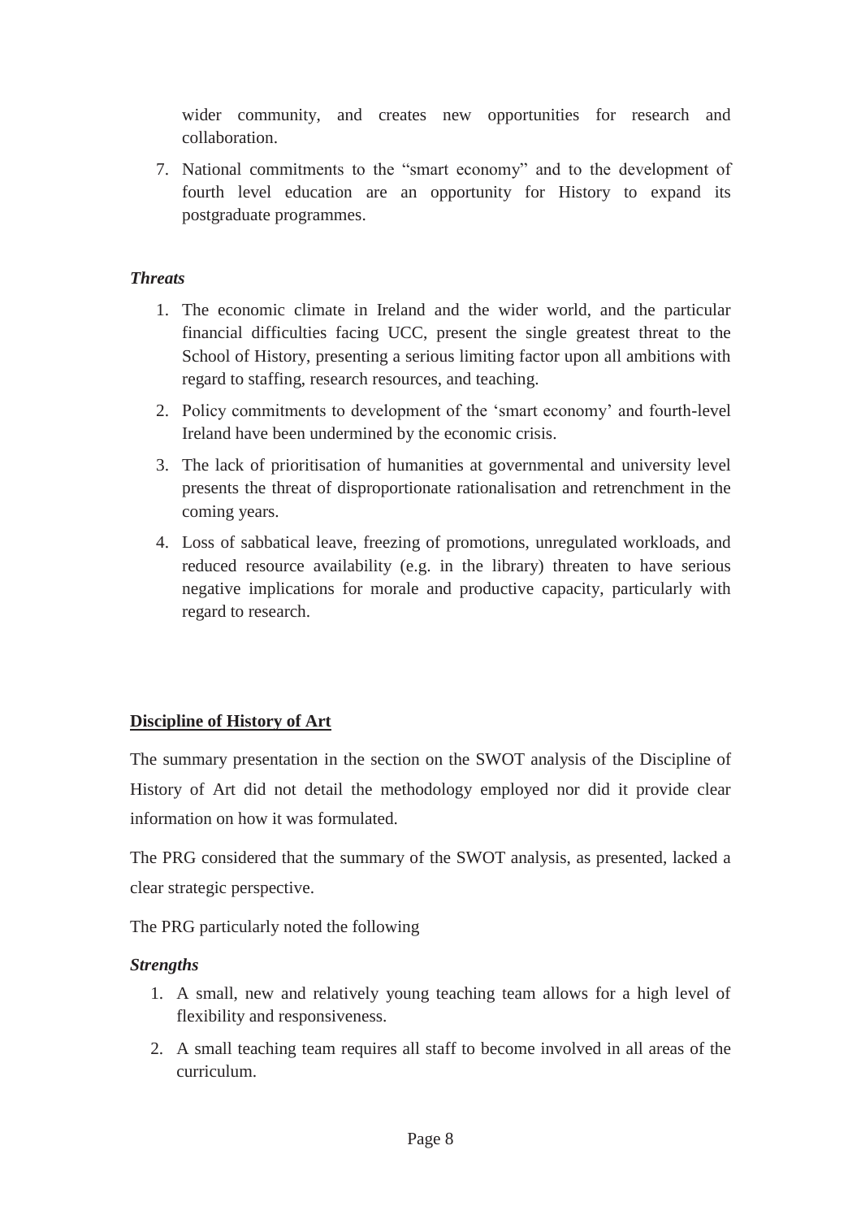wider community, and creates new opportunities for research and collaboration.

7. National commitments to the "smart economy" and to the development of fourth level education are an opportunity for History to expand its postgraduate programmes.

*Threats*

1. The economic climate in Ireland and the wider world, and the particular financial difficulties facing UCC, present the single greatest threat to the School of History, presenting a serious limiting factor upon all ambitions with regard to staffing, research resources, and teaching.
2. Policy commitments to development of the 'smart economy' and fourth-level Ireland have been undermined by the economic crisis.
3. The lack of prioritisation of humanities at governmental and university level presents the threat of disproportionate rationalisation and retrenchment in the coming years.
4. Loss of sabbatical leave, freezing of promotions, unregulated workloads, and reduced resource availability (e.g. in the library) threaten to have serious negative implications for morale and productive capacity, particularly with regard to research.

**Discipline of History of Art**

The summary presentation in the section on the SWOT analysis of the Discipline of History of Art did not detail the methodology employed nor did it provide clear information on how it was formulated.

The PRG considered that the summary of the SWOT analysis, as presented, lacked a clear strategic perspective.

The PRG particularly noted the following

*Strengths*

1. A small, new and relatively young teaching team allows for a high level of flexibility and responsiveness.
2. A small teaching team requires all staff to become involved in all areas of the curriculum.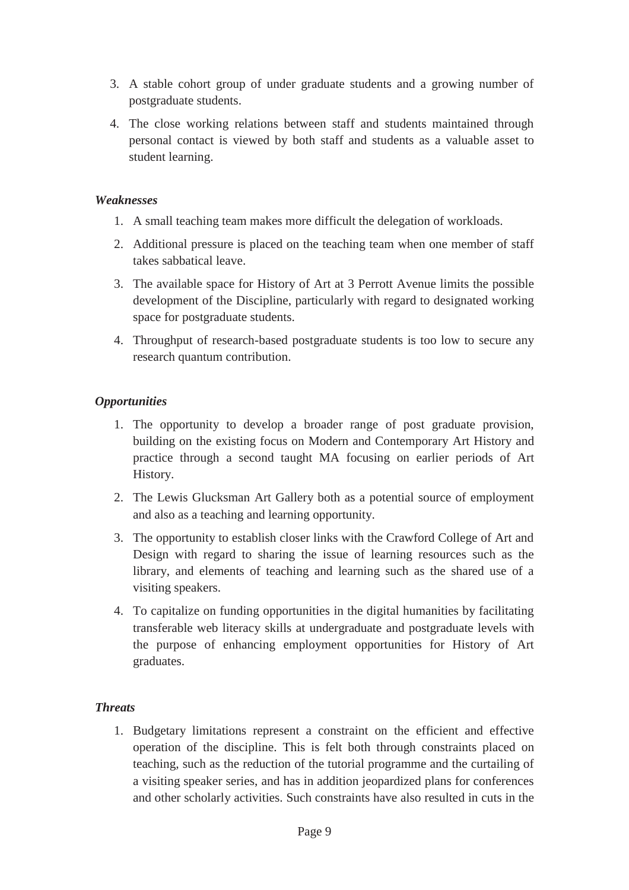3. A stable cohort group of under graduate students and a growing number of postgraduate students.
4. The close working relations between staff and students maintained through personal contact is viewed by both staff and students as a valuable asset to student learning.

*Weaknesses*

1. A small teaching team makes more difficult the delegation of workloads.
2. Additional pressure is placed on the teaching team when one member of staff takes sabbatical leave.
3. The available space for History of Art at 3 Perrott Avenue limits the possible development of the Discipline, particularly with regard to designated working space for postgraduate students.
4. Throughput of research-based postgraduate students is too low to secure any research quantum contribution.

*Opportunities*

1. The opportunity to develop a broader range of post graduate provision, building on the existing focus on Modern and Contemporary Art History and practice through a second taught MA focusing on earlier periods of Art History.
2. The Lewis Glucksman Art Gallery both as a potential source of employment and also as a teaching and learning opportunity.
3. The opportunity to establish closer links with the Crawford College of Art and Design with regard to sharing the issue of learning resources such as the library, and elements of teaching and learning such as the shared use of a visiting speakers.
4. To capitalize on funding opportunities in the digital humanities by facilitating transferable web literacy skills at undergraduate and postgraduate levels with the purpose of enhancing employment opportunities for History of Art graduates.

*Threats*

1. Budgetary limitations represent a constraint on the efficient and effective operation of the discipline. This is felt both through constraints placed on teaching, such as the reduction of the tutorial programme and the curtailing of a visiting speaker series, and has in addition jeopardized plans for conferences and other scholarly activities. Such constraints have also resulted in cuts in the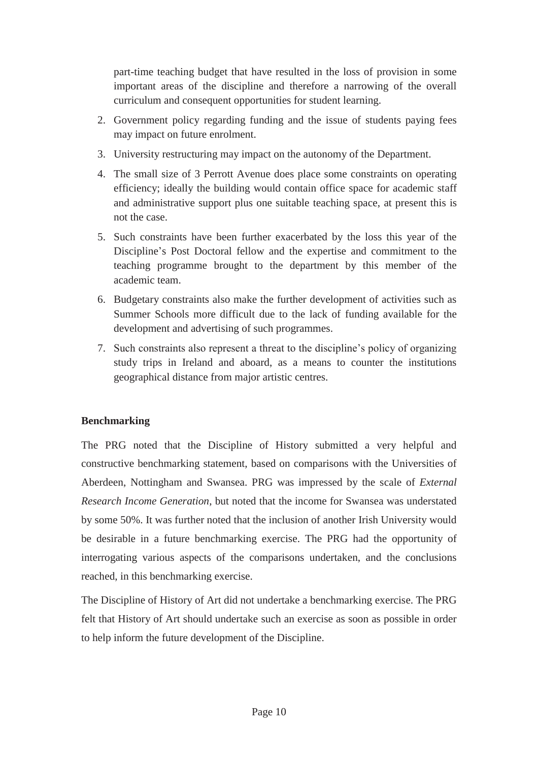part-time teaching budget that have resulted in the loss of provision in some important areas of the discipline and therefore a narrowing of the overall curriculum and consequent opportunities for student learning.

2. Government policy regarding funding and the issue of students paying fees may impact on future enrolment.
3. University restructuring may impact on the autonomy of the Department.
4. The small size of 3 Perrott Avenue does place some constraints on operating efficiency; ideally the building would contain office space for academic staff and administrative support plus one suitable teaching space, at present this is not the case.
5. Such constraints have been further exacerbated by the loss this year of the Discipline's Post Doctoral fellow and the expertise and commitment to the teaching programme brought to the department by this member of the academic team.
6. Budgetary constraints also make the further development of activities such as Summer Schools more difficult due to the lack of funding available for the development and advertising of such programmes.
7. Such constraints also represent a threat to the discipline's policy of organizing study trips in Ireland and aboard, as a means to counter the institutions geographical distance from major artistic centres.

**Benchmarking**

The PRG noted that the Discipline of History submitted a very helpful and constructive benchmarking statement, based on comparisons with the Universities of Aberdeen, Nottingham and Swansea. PRG was impressed by the scale of *External Research Income Generation*, but noted that the income for Swansea was understated by some 50%. It was further noted that the inclusion of another Irish University would be desirable in a future benchmarking exercise. The PRG had the opportunity of interrogating various aspects of the comparisons undertaken, and the conclusions reached, in this benchmarking exercise.

The Discipline of History of Art did not undertake a benchmarking exercise. The PRG felt that History of Art should undertake such an exercise as soon as possible in order to help inform the future development of the Discipline.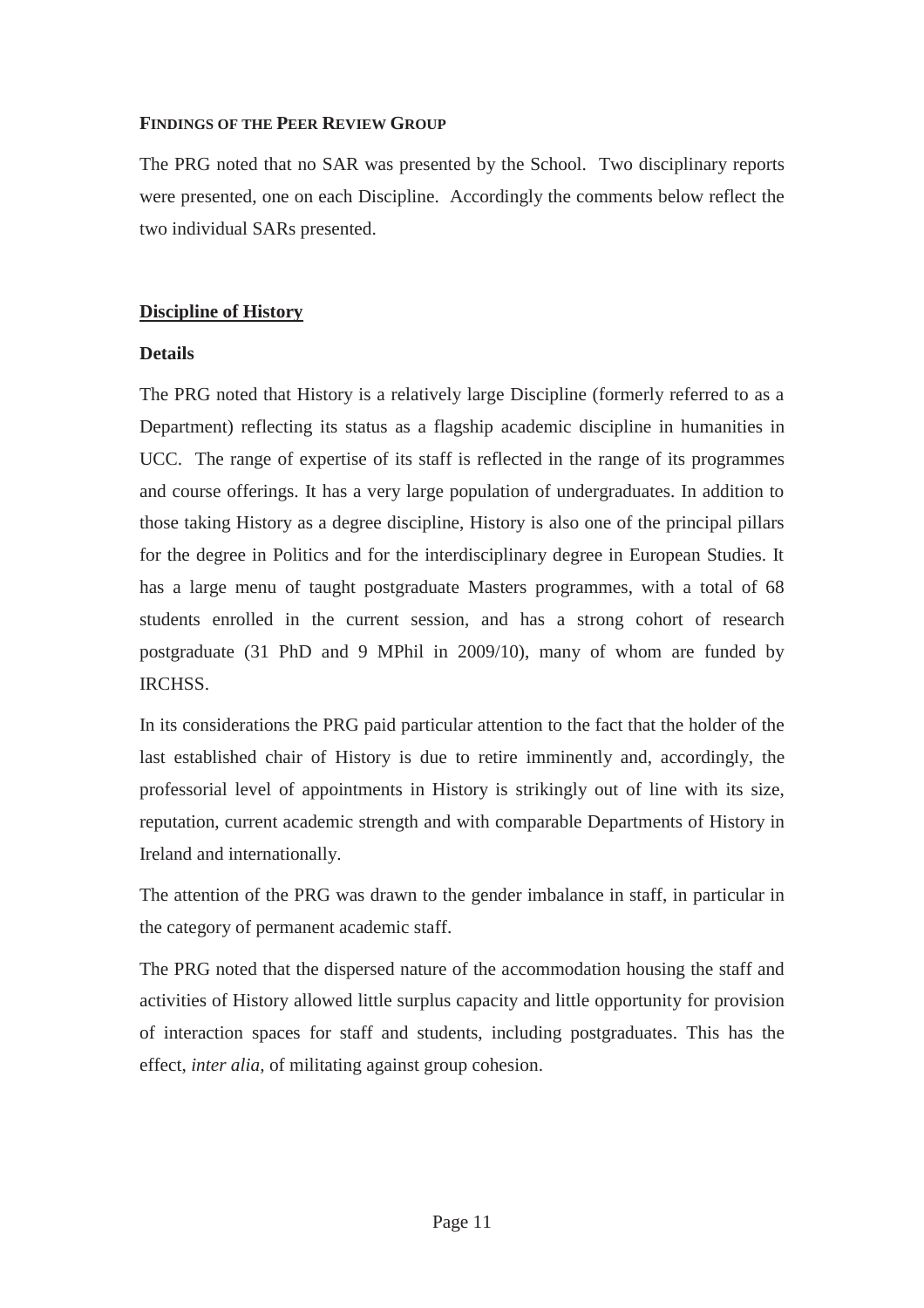## Findings of the Peer Review Group

The PRG noted that no SAR was presented by the School. Two disciplinary reports were presented, one on each Discipline. Accordingly the comments below reflect the two individual SARs presented.

### <u>Discipline of History</u>

**Details**

The PRG noted that History is a relatively large Discipline (formerly referred to as a Department) reflecting its status as a flagship academic discipline in humanities in UCC. The range of expertise of its staff is reflected in the range of its programmes and course offerings. It has a very large population of undergraduates. In addition to those taking History as a degree discipline, History is also one of the principal pillars for the degree in Politics and for the interdisciplinary degree in European Studies. It has a large menu of taught postgraduate Masters programmes, with a total of 68 students enrolled in the current session, and has a strong cohort of research postgraduate (31 PhD and 9 MPhil in 2009/10), many of whom are funded by IRCHSS.

In its considerations the PRG paid particular attention to the fact that the holder of the last established chair of History is due to retire imminently and, accordingly, the professorial level of appointments in History is strikingly out of line with its size, reputation, current academic strength and with comparable Departments of History in Ireland and internationally.

The attention of the PRG was drawn to the gender imbalance in staff, in particular in the category of permanent academic staff.

The PRG noted that the dispersed nature of the accommodation housing the staff and activities of History allowed little surplus capacity and little opportunity for provision of interaction spaces for staff and students, including postgraduates. This has the effect, *inter alia,* of militating against group cohesion.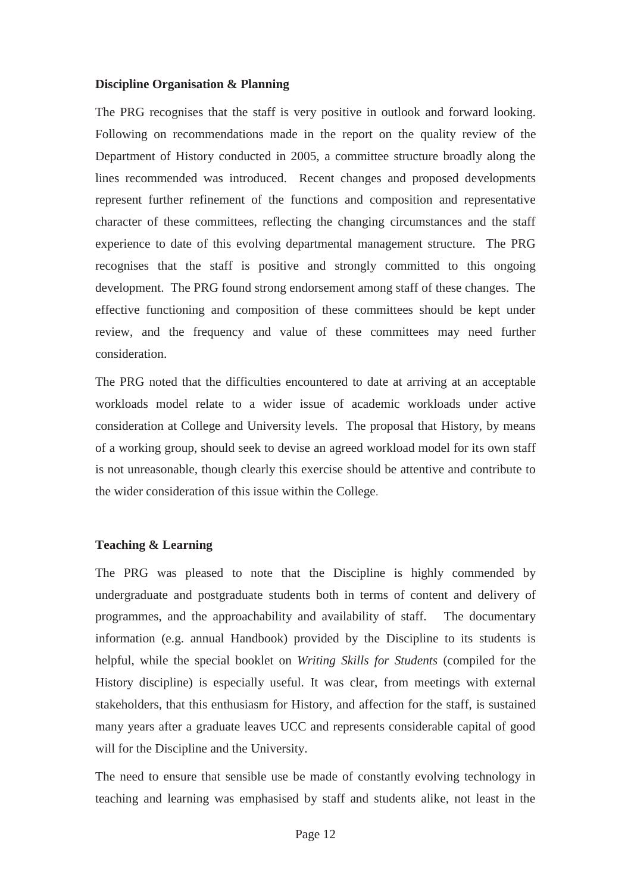**Discipline Organisation & Planning**

The PRG recognises that the staff is very positive in outlook and forward looking. Following on recommendations made in the report on the quality review of the Department of History conducted in 2005, a committee structure broadly along the lines recommended was introduced. Recent changes and proposed developments represent further refinement of the functions and composition and representative character of these committees, reflecting the changing circumstances and the staff experience to date of this evolving departmental management structure. The PRG recognises that the staff is positive and strongly committed to this ongoing development. The PRG found strong endorsement among staff of these changes. The effective functioning and composition of these committees should be kept under review, and the frequency and value of these committees may need further consideration.

The PRG noted that the difficulties encountered to date at arriving at an acceptable workloads model relate to a wider issue of academic workloads under active consideration at College and University levels. The proposal that History, by means of a working group, should seek to devise an agreed workload model for its own staff is not unreasonable, though clearly this exercise should be attentive and contribute to the wider consideration of this issue within the College.

**Teaching & Learning**

The PRG was pleased to note that the Discipline is highly commended by undergraduate and postgraduate students both in terms of content and delivery of programmes, and the approachability and availability of staff. The documentary information (e.g. annual Handbook) provided by the Discipline to its students is helpful, while the special booklet on *Writing Skills for Students* (compiled for the History discipline) is especially useful. It was clear, from meetings with external stakeholders, that this enthusiasm for History, and affection for the staff, is sustained many years after a graduate leaves UCC and represents considerable capital of good will for the Discipline and the University.

The need to ensure that sensible use be made of constantly evolving technology in teaching and learning was emphasised by staff and students alike, not least in the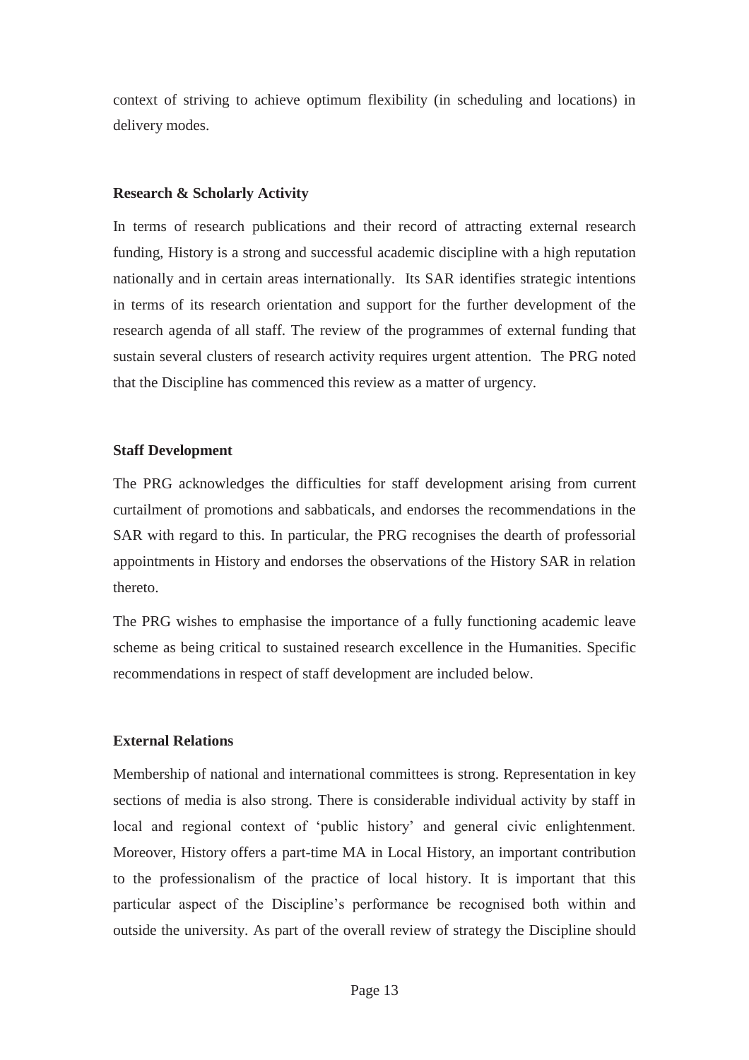context of striving to achieve optimum flexibility (in scheduling and locations) in delivery modes.

**Research & Scholarly Activity**

In terms of research publications and their record of attracting external research funding, History is a strong and successful academic discipline with a high reputation nationally and in certain areas internationally. Its SAR identifies strategic intentions in terms of its research orientation and support for the further development of the research agenda of all staff. The review of the programmes of external funding that sustain several clusters of research activity requires urgent attention. The PRG noted that the Discipline has commenced this review as a matter of urgency.

**Staff Development**

The PRG acknowledges the difficulties for staff development arising from current curtailment of promotions and sabbaticals, and endorses the recommendations in the SAR with regard to this. In particular, the PRG recognises the dearth of professorial appointments in History and endorses the observations of the History SAR in relation thereto.

The PRG wishes to emphasise the importance of a fully functioning academic leave scheme as being critical to sustained research excellence in the Humanities. Specific recommendations in respect of staff development are included below.

**External Relations**

Membership of national and international committees is strong. Representation in key sections of media is also strong. There is considerable individual activity by staff in local and regional context of 'public history' and general civic enlightenment. Moreover, History offers a part-time MA in Local History, an important contribution to the professionalism of the practice of local history. It is important that this particular aspect of the Discipline's performance be recognised both within and outside the university. As part of the overall review of strategy the Discipline should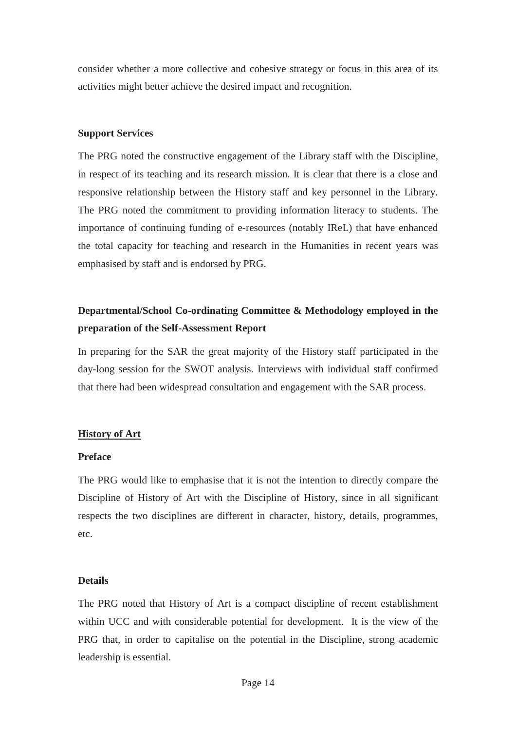consider whether a more collective and cohesive strategy or focus in this area of its activities might better achieve the desired impact and recognition.

**Support Services**

The PRG noted the constructive engagement of the Library staff with the Discipline, in respect of its teaching and its research mission. It is clear that there is a close and responsive relationship between the History staff and key personnel in the Library. The PRG noted the commitment to providing information literacy to students. The importance of continuing funding of e-resources (notably IReL) that have enhanced the total capacity for teaching and research in the Humanities in recent years was emphasised by staff and is endorsed by PRG.

**Departmental/School Co-ordinating Committee & Methodology employed in the preparation of the Self-Assessment Report**

In preparing for the SAR the great majority of the History staff participated in the day-long session for the SWOT analysis. Interviews with individual staff confirmed that there had been widespread consultation and engagement with the SAR process.

## History of Art

**Preface**

The PRG would like to emphasise that it is not the intention to directly compare the Discipline of History of Art with the Discipline of History, since in all significant respects the two disciplines are different in character, history, details, programmes, etc.

**Details**

The PRG noted that History of Art is a compact discipline of recent establishment within UCC and with considerable potential for development. It is the view of the PRG that, in order to capitalise on the potential in the Discipline, strong academic leadership is essential.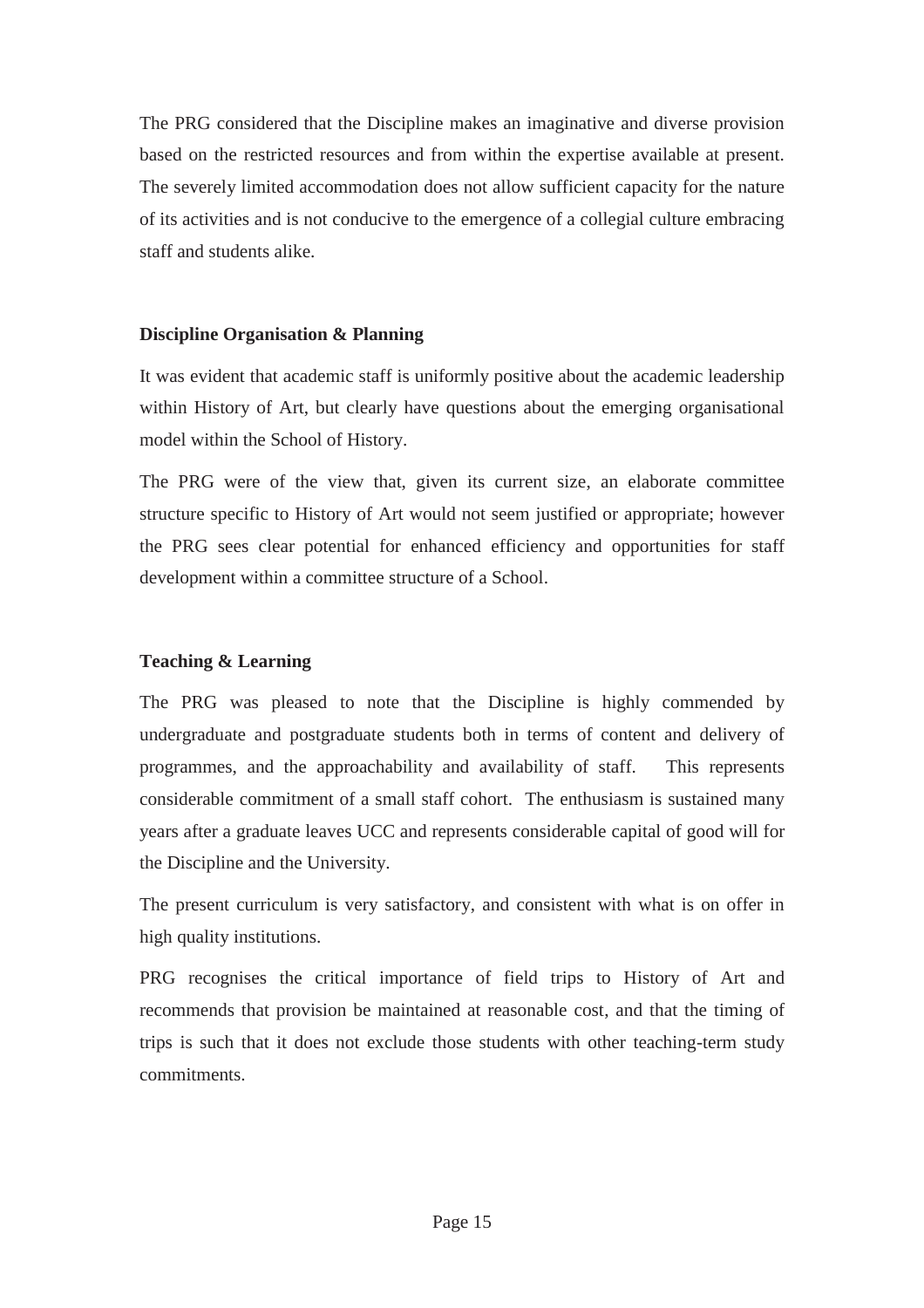The PRG considered that the Discipline makes an imaginative and diverse provision based on the restricted resources and from within the expertise available at present. The severely limited accommodation does not allow sufficient capacity for the nature of its activities and is not conducive to the emergence of a collegial culture embracing staff and students alike.

**Discipline Organisation & Planning**

It was evident that academic staff is uniformly positive about the academic leadership within History of Art, but clearly have questions about the emerging organisational model within the School of History.

The PRG were of the view that, given its current size, an elaborate committee structure specific to History of Art would not seem justified or appropriate; however the PRG sees clear potential for enhanced efficiency and opportunities for staff development within a committee structure of a School.

**Teaching & Learning**

The PRG was pleased to note that the Discipline is highly commended by undergraduate and postgraduate students both in terms of content and delivery of programmes, and the approachability and availability of staff. This represents considerable commitment of a small staff cohort. The enthusiasm is sustained many years after a graduate leaves UCC and represents considerable capital of good will for the Discipline and the University.

The present curriculum is very satisfactory, and consistent with what is on offer in high quality institutions.

PRG recognises the critical importance of field trips to History of Art and recommends that provision be maintained at reasonable cost, and that the timing of trips is such that it does not exclude those students with other teaching-term study commitments.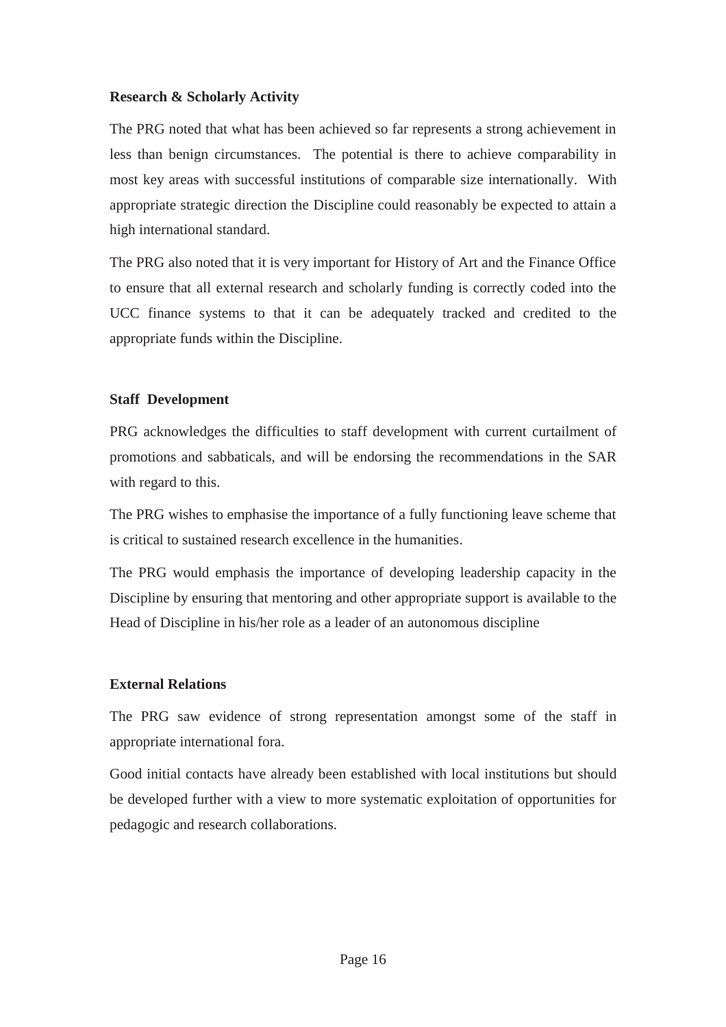**Research & Scholarly Activity**

The PRG noted that what has been achieved so far represents a strong achievement in less than benign circumstances. The potential is there to achieve comparability in most key areas with successful institutions of comparable size internationally. With appropriate strategic direction the Discipline could reasonably be expected to attain a high international standard.

The PRG also noted that it is very important for History of Art and the Finance Office to ensure that all external research and scholarly funding is correctly coded into the UCC finance systems to that it can be adequately tracked and credited to the appropriate funds within the Discipline.

**Staff Development**

PRG acknowledges the difficulties to staff development with current curtailment of promotions and sabbaticals, and will be endorsing the recommendations in the SAR with regard to this.

The PRG wishes to emphasise the importance of a fully functioning leave scheme that is critical to sustained research excellence in the humanities.

The PRG would emphasis the importance of developing leadership capacity in the Discipline by ensuring that mentoring and other appropriate support is available to the Head of Discipline in his/her role as a leader of an autonomous discipline

**External Relations**

The PRG saw evidence of strong representation amongst some of the staff in appropriate international fora.

Good initial contacts have already been established with local institutions but should be developed further with a view to more systematic exploitation of opportunities for pedagogic and research collaborations.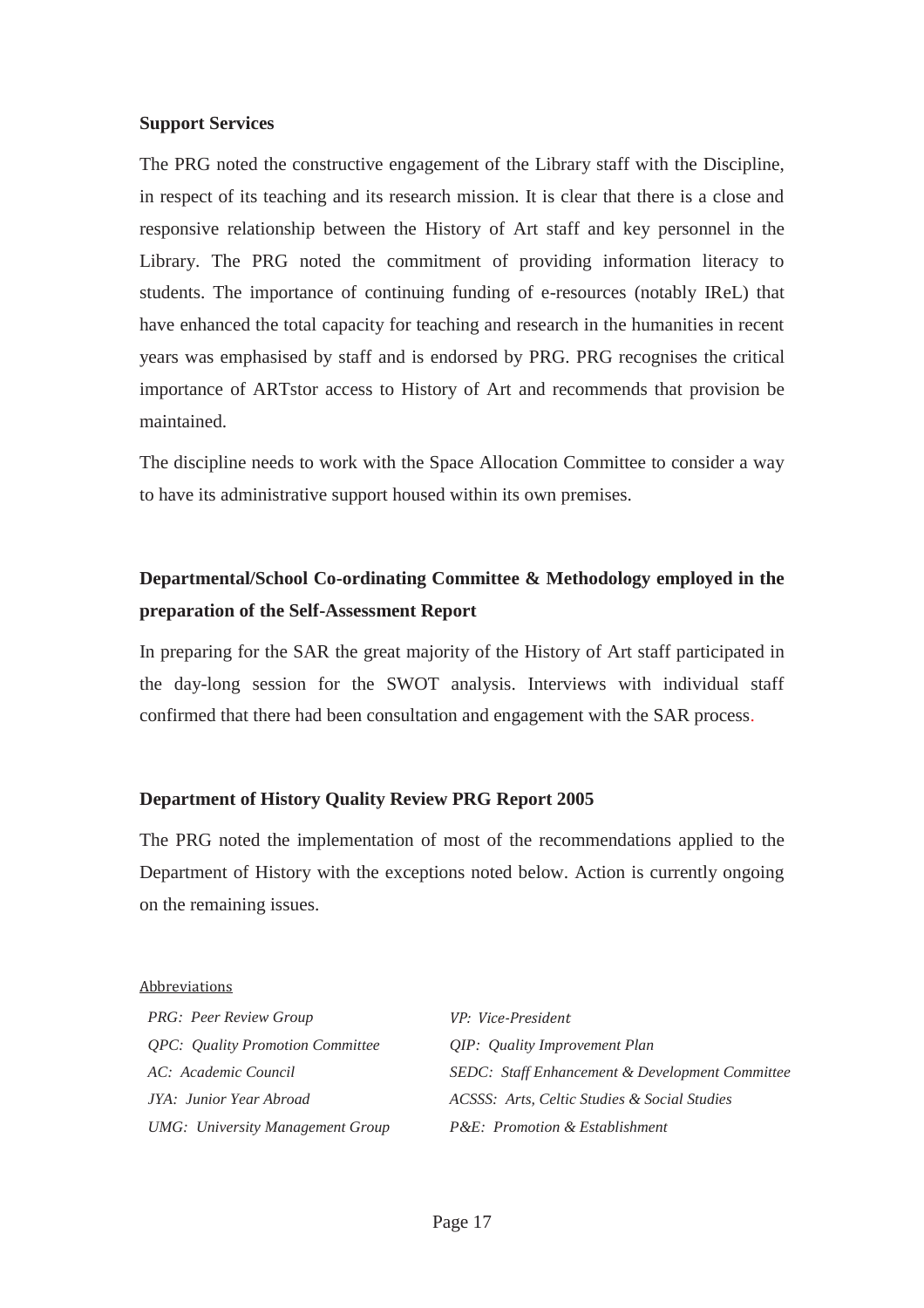**Support Services**

The PRG noted the constructive engagement of the Library staff with the Discipline, in respect of its teaching and its research mission. It is clear that there is a close and responsive relationship between the History of Art staff and key personnel in the Library. The PRG noted the commitment of providing information literacy to students. The importance of continuing funding of e-resources (notably IReL) that have enhanced the total capacity for teaching and research in the humanities in recent years was emphasised by staff and is endorsed by PRG. PRG recognises the critical importance of ARTstor access to History of Art and recommends that provision be maintained.

The discipline needs to work with the Space Allocation Committee to consider a way to have its administrative support housed within its own premises.

**Departmental/School Co-ordinating Committee & Methodology employed in the preparation of the Self-Assessment Report**

In preparing for the SAR the great majority of the History of Art staff participated in the day-long session for the SWOT analysis. Interviews with individual staff confirmed that there had been consultation and engagement with the SAR process.

**Department of History Quality Review PRG Report 2005**

The PRG noted the implementation of most of the recommendations applied to the Department of History with the exceptions noted below. Action is currently ongoing on the remaining issues.

Abbreviations

| | |
|---|---|
| *PRG: Peer Review Group* | *VP: Vice-President* |
| *QPC: Quality Promotion Committee* | *QIP: Quality Improvement Plan* |
| *AC: Academic Council* | *SEDC: Staff Enhancement & Development Committee* |
| *JYA: Junior Year Abroad* | *ACSSS: Arts, Celtic Studies & Social Studies* |
| *UMG: University Management Group* | *P&E: Promotion & Establishment* |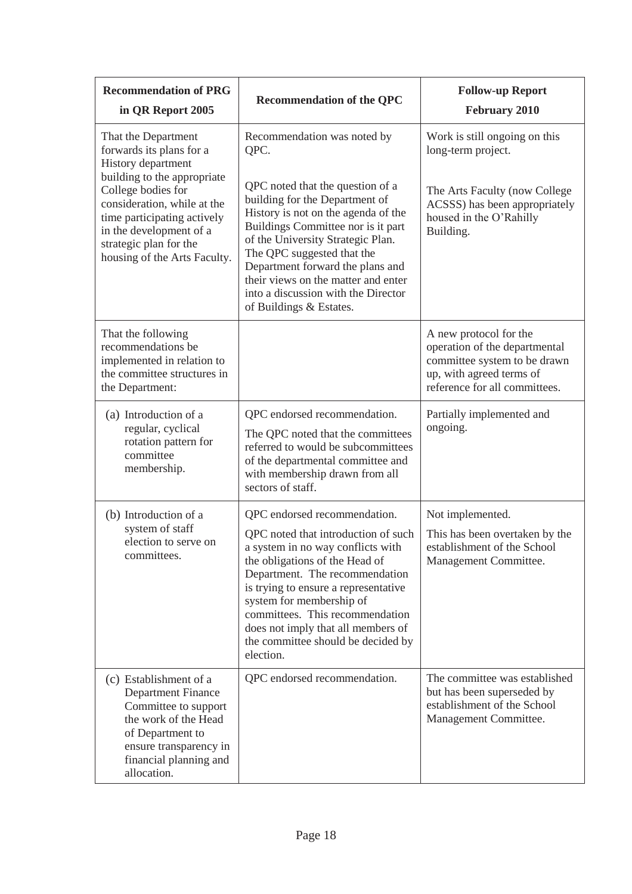| Recommendation of PRG in QR Report 2005 | Recommendation of the QPC | Follow-up Report February 2010 |
|---|---|---|
| That the Department forwards its plans for a History department building to the appropriate College bodies for consideration, while at the time participating actively in the development of a strategic plan for the housing of the Arts Faculty. | Recommendation was noted by QPC.<br><br>QPC noted that the question of a building for the Department of History is not on the agenda of the Buildings Committee nor is it part of the University Strategic Plan. The QPC suggested that the Department forward the plans and their views on the matter and enter into a discussion with the Director of Buildings & Estates. | Work is still ongoing on this long-term project.<br><br>The Arts Faculty (now College ACSSS) has been appropriately housed in the O'Rahilly Building. |
| That the following recommendations be implemented in relation to the committee structures in the Department: | | A new protocol for the operation of the departmental committee system to be drawn up, with agreed terms of reference for all committees. |
| (a) Introduction of a regular, cyclical rotation pattern for committee membership. | QPC endorsed recommendation.<br><br>The QPC noted that the committees referred to would be subcommittees of the departmental committee and with membership drawn from all sectors of staff. | Partially implemented and ongoing. |
| (b) Introduction of a system of staff election to serve on committees. | QPC endorsed recommendation.<br><br>QPC noted that introduction of such a system in no way conflicts with the obligations of the Head of Department. The recommendation is trying to ensure a representative system for membership of committees. This recommendation does not imply that all members of the committee should be decided by election. | Not implemented.<br><br>This has been overtaken by the establishment of the School Management Committee. |
| (c) Establishment of a Department Finance Committee to support the work of the Head of Department to ensure transparency in financial planning and allocation. | QPC endorsed recommendation. | The committee was established but has been superseded by establishment of the School Management Committee. |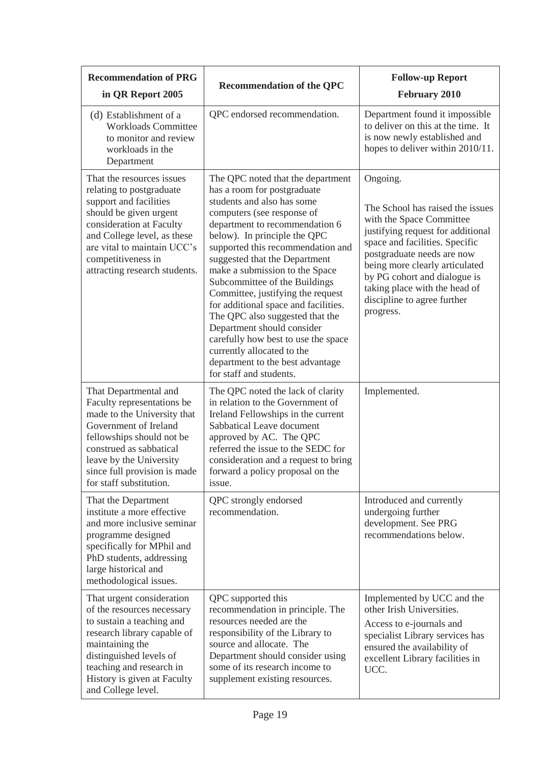| Recommendation of PRG in QR Report 2005 | Recommendation of the QPC | Follow-up Report February 2010 |
|---|---|---|
| (d) Establishment of a Workloads Committee to monitor and review workloads in the Department | QPC endorsed recommendation. | Department found it impossible to deliver on this at the time. It is now newly established and hopes to deliver within 2010/11. |
| That the resources issues relating to postgraduate support and facilities should be given urgent consideration at Faculty and College level, as these are vital to maintain UCC's competitiveness in attracting research students. | The QPC noted that the department has a room for postgraduate students and also has some computers (see response of department to recommendation 6 below). In principle the QPC supported this recommendation and suggested that the Department make a submission to the Space Subcommittee of the Buildings Committee, justifying the request for additional space and facilities. The QPC also suggested that the Department should consider carefully how best to use the space currently allocated to the department to the best advantage for staff and students. | Ongoing. The School has raised the issues with the Space Committee justifying request for additional space and facilities. Specific postgraduate needs are now being more clearly articulated by PG cohort and dialogue is taking place with the head of discipline to agree further progress. |
| That Departmental and Faculty representations be made to the University that Government of Ireland fellowships should not be construed as sabbatical leave by the University since full provision is made for staff substitution. | The QPC noted the lack of clarity in relation to the Government of Ireland Fellowships in the current Sabbatical Leave document approved by AC. The QPC referred the issue to the SEDC for consideration and a request to bring forward a policy proposal on the issue. | Implemented. |
| That the Department institute a more effective and more inclusive seminar programme designed specifically for MPhil and PhD students, addressing large historical and methodological issues. | QPC strongly endorsed recommendation. | Introduced and currently undergoing further development. See PRG recommendations below. |
| That urgent consideration of the resources necessary to sustain a teaching and research library capable of maintaining the distinguished levels of teaching and research in History is given at Faculty and College level. | QPC supported this recommendation in principle. The resources needed are the responsibility of the Library to source and allocate. The Department should consider using some of its research income to supplement existing resources. | Implemented by UCC and the other Irish Universities. Access to e-journals and specialist Library services has ensured the availability of excellent Library facilities in UCC. |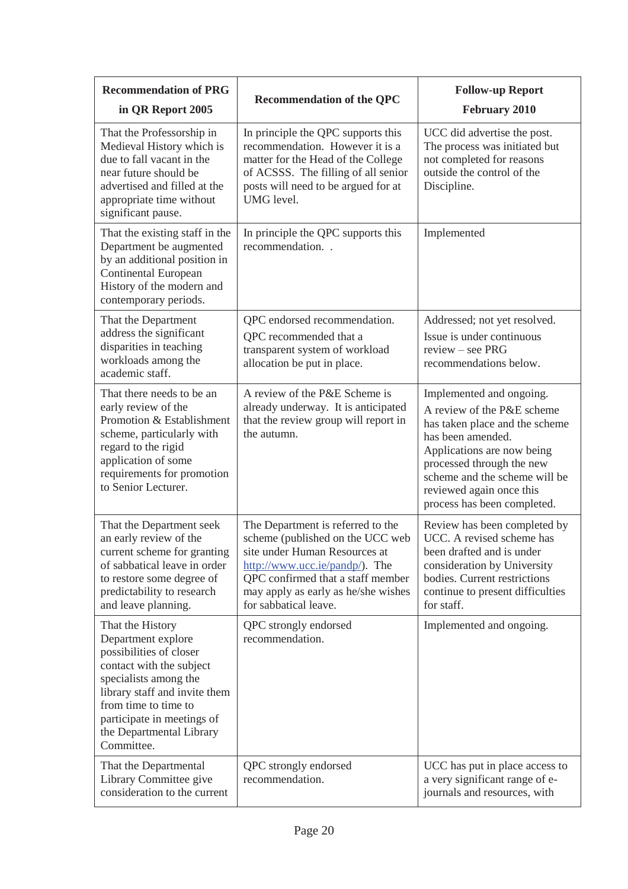| Recommendation of PRG in QR Report 2005 | Recommendation of the QPC | Follow-up Report February 2010 |
|---|---|---|
| That the Professorship in Medieval History which is due to fall vacant in the near future should be advertised and filled at the appropriate time without significant pause. | In principle the QPC supports this recommendation. However it is a matter for the Head of the College of ACSSS. The filling of all senior posts will need to be argued for at UMG level. | UCC did advertise the post. The process was initiated but not completed for reasons outside the control of the Discipline. |
| That the existing staff in the Department be augmented by an additional position in Continental European History of the modern and contemporary periods. | In principle the QPC supports this recommendation. . | Implemented |
| That the Department address the significant disparities in teaching workloads among the academic staff. | QPC endorsed recommendation. QPC recommended that a transparent system of workload allocation be put in place. | Addressed; not yet resolved. Issue is under continuous review – see PRG recommendations below. |
| That there needs to be an early review of the Promotion & Establishment scheme, particularly with regard to the rigid application of some requirements for promotion to Senior Lecturer. | A review of the P&E Scheme is already underway. It is anticipated that the review group will report in the autumn. | Implemented and ongoing. A review of the P&E scheme has taken place and the scheme has been amended. Applications are now being processed through the new scheme and the scheme will be reviewed again once this process has been completed. |
| That the Department seek an early review of the current scheme for granting of sabbatical leave in order to restore some degree of predictability to research and leave planning. | The Department is referred to the scheme (published on the UCC web site under Human Resources at http://www.ucc.ie/pandp/). The QPC confirmed that a staff member may apply as early as he/she wishes for sabbatical leave. | Review has been completed by UCC. A revised scheme has been drafted and is under consideration by University bodies. Current restrictions continue to present difficulties for staff. |
| That the History Department explore possibilities of closer contact with the subject specialists among the library staff and invite them from time to time to participate in meetings of the Departmental Library Committee. | QPC strongly endorsed recommendation. | Implemented and ongoing. |
| That the Departmental Library Committee give consideration to the current | QPC strongly endorsed recommendation. | UCC has put in place access to a very significant range of e-journals and resources, with |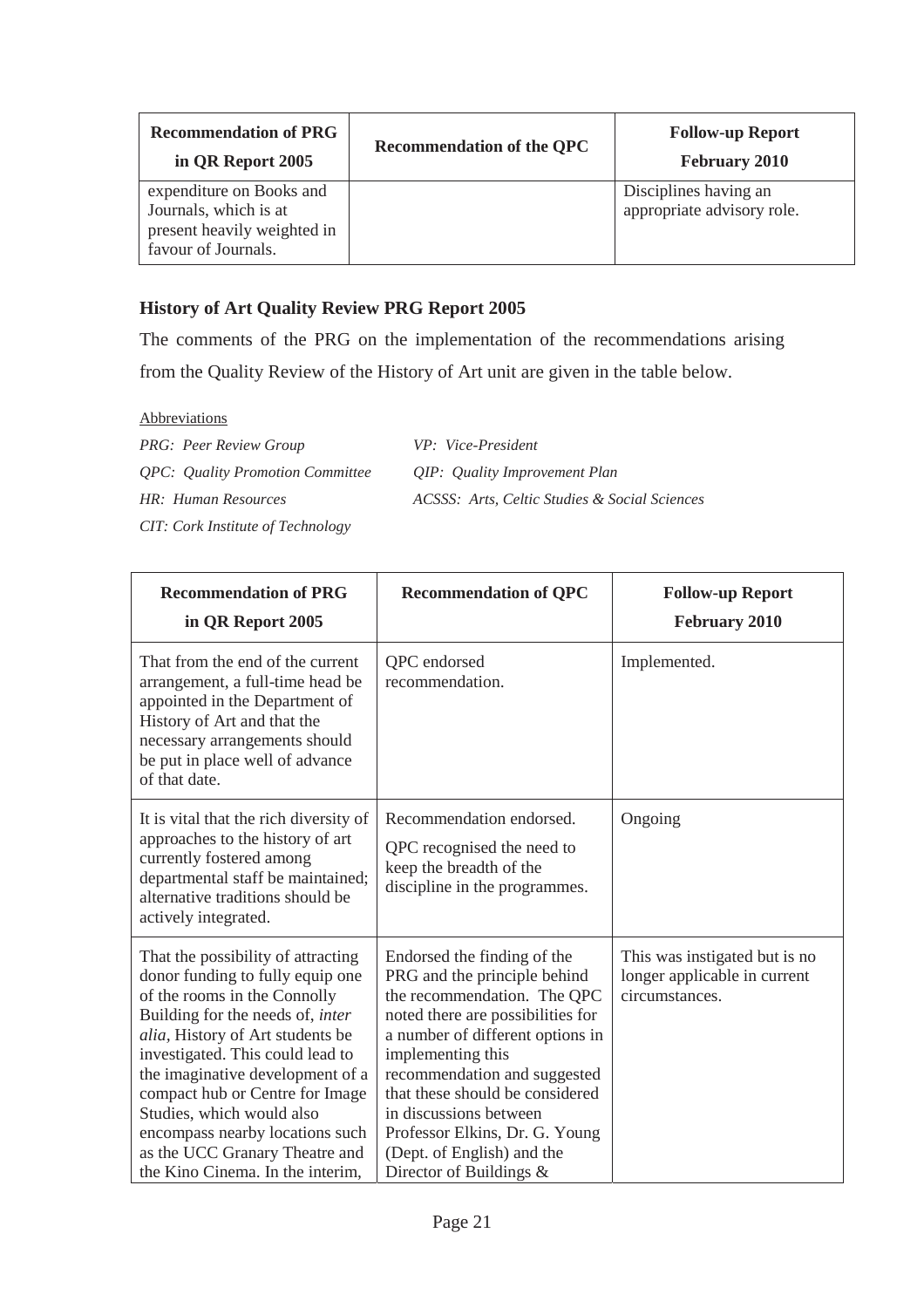| Recommendation of PRG in QR Report 2005 | Recommendation of the QPC | Follow-up Report February 2010 |
|---|---|---|
| expenditure on Books and Journals, which is at present heavily weighted in favour of Journals. | | Disciplines having an appropriate advisory role. |

## History of Art Quality Review PRG Report 2005

The comments of the PRG on the implementation of the recommendations arising from the Quality Review of the History of Art unit are given in the table below.

Abbreviations

*PRG: Peer Review Group*
*QPC: Quality Promotion Committee*
*HR: Human Resources*
*CIT: Cork Institute of Technology*
*VP: Vice-President*
*QIP: Quality Improvement Plan*
*ACSSS: Arts, Celtic Studies & Social Sciences*

| Recommendation of PRG in QR Report 2005 | Recommendation of QPC | Follow-up Report February 2010 |
|---|---|---|
| That from the end of the current arrangement, a full-time head be appointed in the Department of History of Art and that the necessary arrangements should be put in place well of advance of that date. | QPC endorsed recommendation. | Implemented. |
| It is vital that the rich diversity of approaches to the history of art currently fostered among departmental staff be maintained; alternative traditions should be actively integrated. | Recommendation endorsed.<br>QPC recognised the need to keep the breadth of the discipline in the programmes. | Ongoing |
| That the possibility of attracting donor funding to fully equip one of the rooms in the Connolly Building for the needs of, *inter alia*, History of Art students be investigated. This could lead to the imaginative development of a compact hub or Centre for Image Studies, which would also encompass nearby locations such as the UCC Granary Theatre and the Kino Cinema. In the interim, | Endorsed the finding of the PRG and the principle behind the recommendation. The QPC noted there are possibilities for a number of different options in implementing this recommendation and suggested that these should be considered in discussions between Professor Elkins, Dr. G. Young (Dept. of English) and the Director of Buildings & | This was instigated but is no longer applicable in current circumstances. |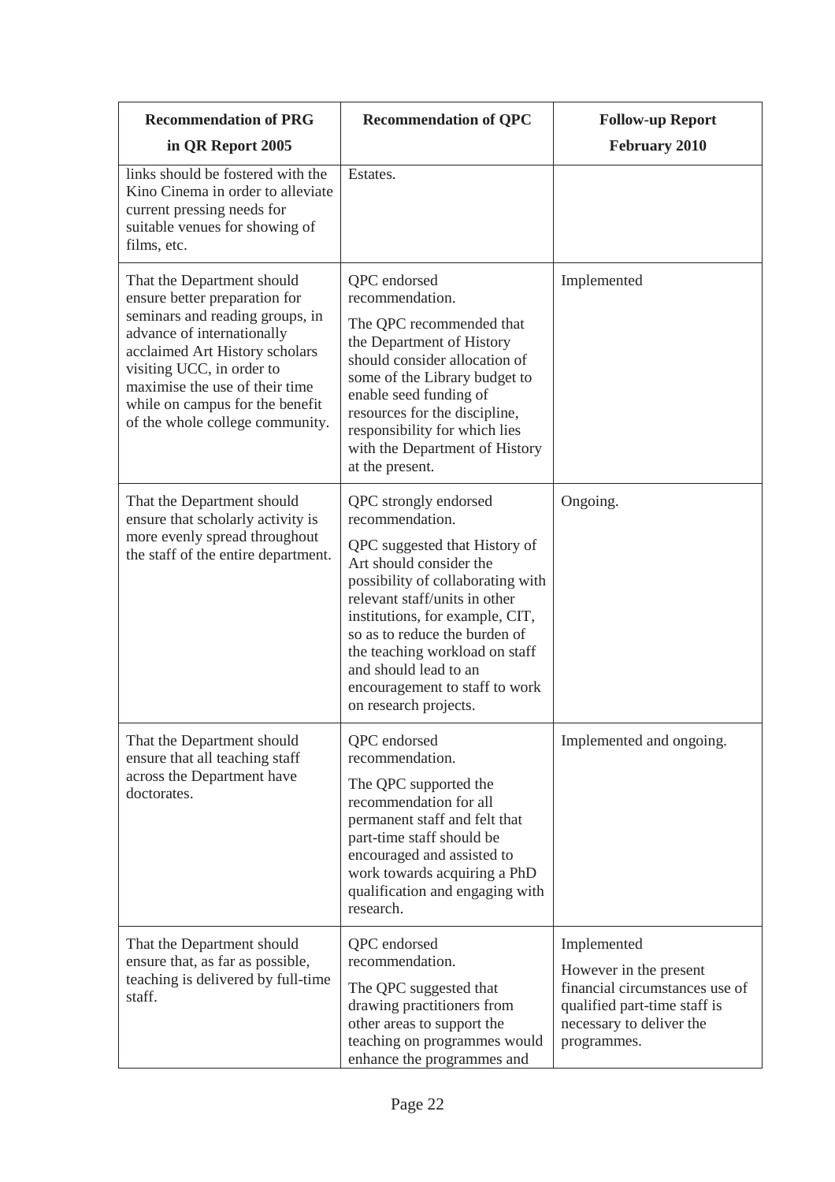| Recommendation of PRG in QR Report 2005 | Recommendation of QPC | Follow-up Report February 2010 |
|---|---|---|
| links should be fostered with the Kino Cinema in order to alleviate current pressing needs for suitable venues for showing of films, etc. | Estates. | |
| That the Department should ensure better preparation for seminars and reading groups, in advance of internationally acclaimed Art History scholars visiting UCC, in order to maximise the use of their time while on campus for the benefit of the whole college community. | QPC endorsed recommendation.<br><br>The QPC recommended that the Department of History should consider allocation of some of the Library budget to enable seed funding of resources for the discipline, responsibility for which lies with the Department of History at the present. | Implemented |
| That the Department should ensure that scholarly activity is more evenly spread throughout the staff of the entire department. | QPC strongly endorsed recommendation.<br><br>QPC suggested that History of Art should consider the possibility of collaborating with relevant staff/units in other institutions, for example, CIT, so as to reduce the burden of the teaching workload on staff and should lead to an encouragement to staff to work on research projects. | Ongoing. |
| That the Department should ensure that all teaching staff across the Department have doctorates. | QPC endorsed recommendation.<br><br>The QPC supported the recommendation for all permanent staff and felt that part-time staff should be encouraged and assisted to work towards acquiring a PhD qualification and engaging with research. | Implemented and ongoing. |
| That the Department should ensure that, as far as possible, teaching is delivered by full-time staff. | QPC endorsed recommendation.<br><br>The QPC suggested that drawing practitioners from other areas to support the teaching on programmes would enhance the programmes and | Implemented<br><br>However in the present financial circumstances use of qualified part-time staff is necessary to deliver the programmes. |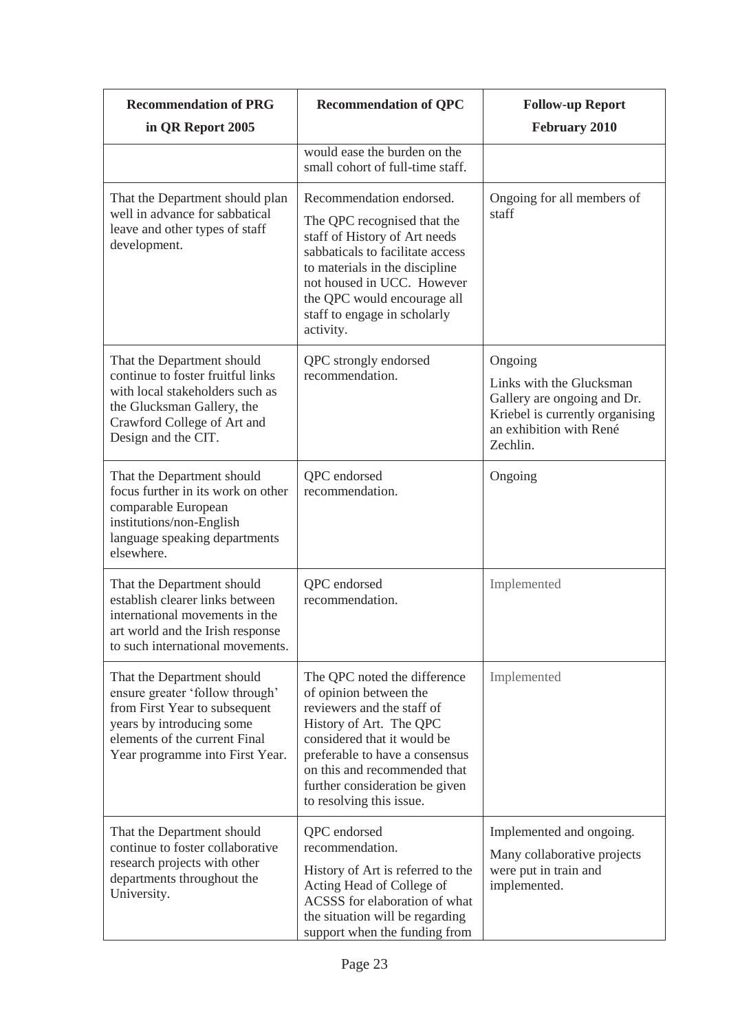| Recommendation of PRG in QR Report 2005 | Recommendation of QPC | Follow-up Report February 2010 |
|---|---|---|
| | would ease the burden on the small cohort of full-time staff. | |
| That the Department should plan well in advance for sabbatical leave and other types of staff development. | Recommendation endorsed.<br><br>The QPC recognised that the staff of History of Art needs sabbaticals to facilitate access to materials in the discipline not housed in UCC. However the QPC would encourage all staff to engage in scholarly activity. | Ongoing for all members of staff |
| That the Department should continue to foster fruitful links with local stakeholders such as the Glucksman Gallery, the Crawford College of Art and Design and the CIT. | QPC strongly endorsed recommendation. | Ongoing<br><br>Links with the Glucksman Gallery are ongoing and Dr. Kriebel is currently organising an exhibition with René Zechlin. |
| That the Department should focus further in its work on other comparable European institutions/non-English language speaking departments elsewhere. | QPC endorsed recommendation. | Ongoing |
| That the Department should establish clearer links between international movements in the art world and the Irish response to such international movements. | QPC endorsed recommendation. | Implemented |
| That the Department should ensure greater 'follow through' from First Year to subsequent years by introducing some elements of the current Final Year programme into First Year. | The QPC noted the difference of opinion between the reviewers and the staff of History of Art. The QPC considered that it would be preferable to have a consensus on this and recommended that further consideration be given to resolving this issue. | Implemented |
| That the Department should continue to foster collaborative research projects with other departments throughout the University. | QPC endorsed recommendation.<br><br>History of Art is referred to the Acting Head of College of ACSSS for elaboration of what the situation will be regarding support when the funding from | Implemented and ongoing.<br><br>Many collaborative projects were put in train and implemented. |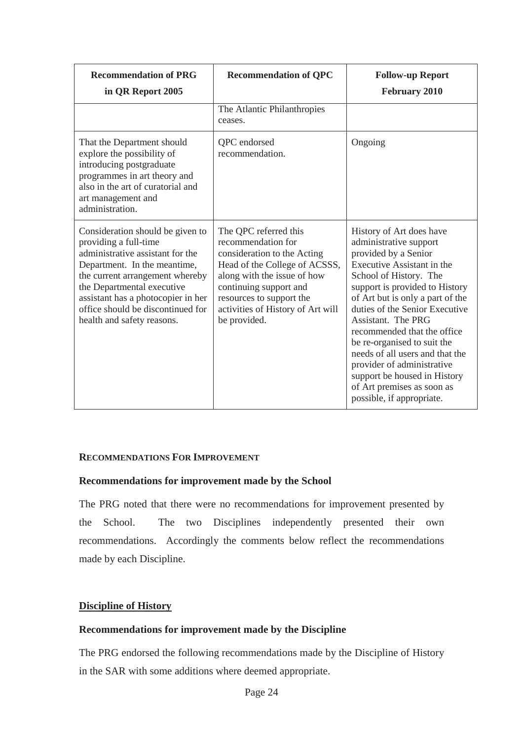| Recommendation of PRG in QR Report 2005 | Recommendation of QPC | Follow-up Report February 2010 |
|---|---|---|
| | The Atlantic Philanthropies ceases. | |
| That the Department should explore the possibility of introducing postgraduate programmes in art theory and also in the art of curatorial and art management and administration. | QPC endorsed recommendation. | Ongoing |
| Consideration should be given to providing a full-time administrative assistant for the Department. In the meantime, the current arrangement whereby the Departmental executive assistant has a photocopier in her office should be discontinued for health and safety reasons. | The QPC referred this recommendation for consideration to the Acting Head of the College of ACSSS, along with the issue of how continuing support and resources to support the activities of History of Art will be provided. | History of Art does have administrative support provided by a Senior Executive Assistant in the School of History. The support is provided to History of Art but is only a part of the duties of the Senior Executive Assistant. The PRG recommended that the office be re-organised to suit the needs of all users and that the provider of administrative support be housed in History of Art premises as soon as possible, if appropriate. |

## RECOMMENDATIONS FOR IMPROVEMENT

### Recommendations for improvement made by the School

The PRG noted that there were no recommendations for improvement presented by the School. The two Disciplines independently presented their own recommendations. Accordingly the comments below reflect the recommendations made by each Discipline.

### <u>Discipline of History</u>

#### Recommendations for improvement made by the Discipline

The PRG endorsed the following recommendations made by the Discipline of History in the SAR with some additions where deemed appropriate.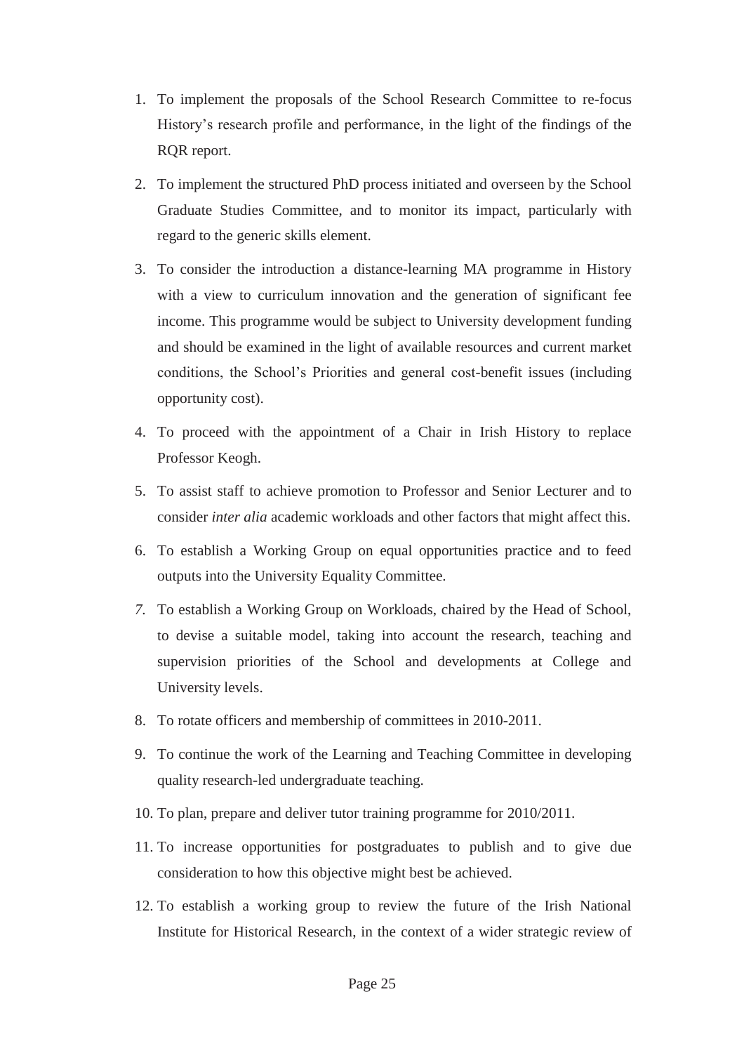1. To implement the proposals of the School Research Committee to re-focus History's research profile and performance, in the light of the findings of the RQR report.
2. To implement the structured PhD process initiated and overseen by the School Graduate Studies Committee, and to monitor its impact, particularly with regard to the generic skills element.
3. To consider the introduction a distance-learning MA programme in History with a view to curriculum innovation and the generation of significant fee income. This programme would be subject to University development funding and should be examined in the light of available resources and current market conditions, the School's Priorities and general cost-benefit issues (including opportunity cost).
4. To proceed with the appointment of a Chair in Irish History to replace Professor Keogh.
5. To assist staff to achieve promotion to Professor and Senior Lecturer and to consider *inter alia* academic workloads and other factors that might affect this.
6. To establish a Working Group on equal opportunities practice and to feed outputs into the University Equality Committee.
7. To establish a Working Group on Workloads, chaired by the Head of School, to devise a suitable model, taking into account the research, teaching and supervision priorities of the School and developments at College and University levels.
8. To rotate officers and membership of committees in 2010-2011.
9. To continue the work of the Learning and Teaching Committee in developing quality research-led undergraduate teaching.
10. To plan, prepare and deliver tutor training programme for 2010/2011.
11. To increase opportunities for postgraduates to publish and to give due consideration to how this objective might best be achieved.
12. To establish a working group to review the future of the Irish National Institute for Historical Research, in the context of a wider strategic review of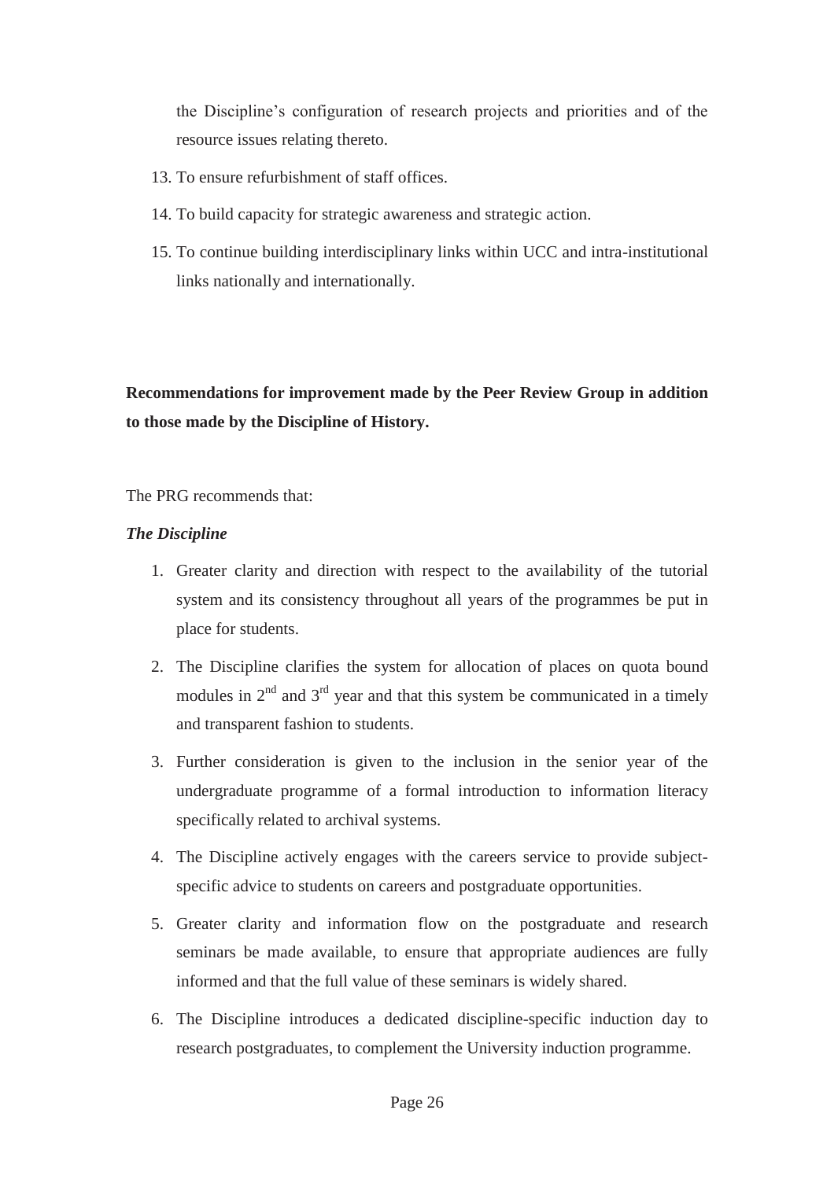the Discipline's configuration of research projects and priorities and of the resource issues relating thereto.

13. To ensure refurbishment of staff offices.
14. To build capacity for strategic awareness and strategic action.
15. To continue building interdisciplinary links within UCC and intra-institutional links nationally and internationally.

**Recommendations for improvement made by the Peer Review Group in addition to those made by the Discipline of History.**

The PRG recommends that:

***The Discipline***

1. Greater clarity and direction with respect to the availability of the tutorial system and its consistency throughout all years of the programmes be put in place for students.
2. The Discipline clarifies the system for allocation of places on quota bound modules in 2nd and 3rd year and that this system be communicated in a timely and transparent fashion to students.
3. Further consideration is given to the inclusion in the senior year of the undergraduate programme of a formal introduction to information literacy specifically related to archival systems.
4. The Discipline actively engages with the careers service to provide subject-specific advice to students on careers and postgraduate opportunities.
5. Greater clarity and information flow on the postgraduate and research seminars be made available, to ensure that appropriate audiences are fully informed and that the full value of these seminars is widely shared.
6. The Discipline introduces a dedicated discipline-specific induction day to research postgraduates, to complement the University induction programme.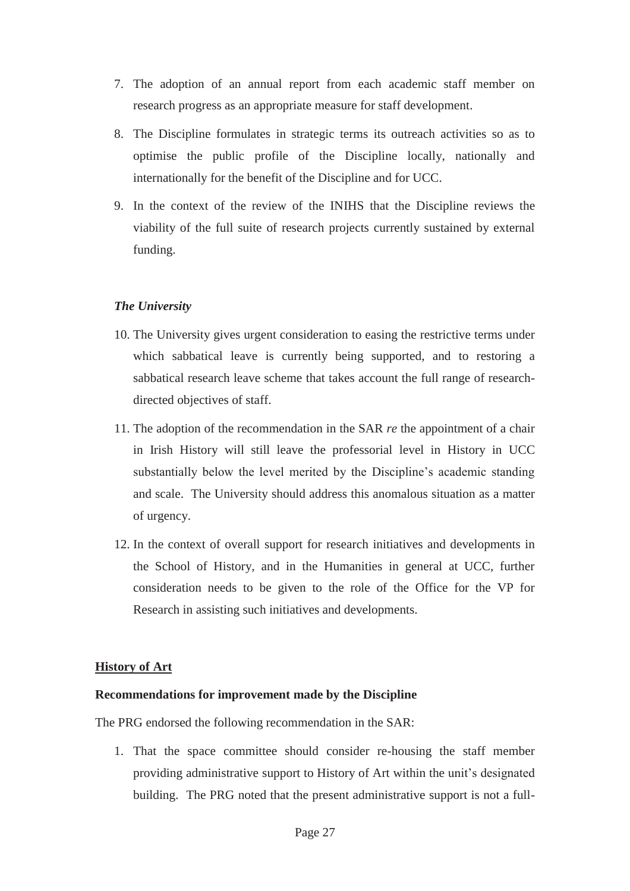7. The adoption of an annual report from each academic staff member on research progress as an appropriate measure for staff development.

8. The Discipline formulates in strategic terms its outreach activities so as to optimise the public profile of the Discipline locally, nationally and internationally for the benefit of the Discipline and for UCC.

9. In the context of the review of the INIHS that the Discipline reviews the viability of the full suite of research projects currently sustained by external funding.

***The University***

10. The University gives urgent consideration to easing the restrictive terms under which sabbatical leave is currently being supported, and to restoring a sabbatical research leave scheme that takes account the full range of research-directed objectives of staff.

11. The adoption of the recommendation in the SAR *re* the appointment of a chair in Irish History will still leave the professorial level in History in UCC substantially below the level merited by the Discipline's academic standing and scale. The University should address this anomalous situation as a matter of urgency.

12. In the context of overall support for research initiatives and developments in the School of History, and in the Humanities in general at UCC, further consideration needs to be given to the role of the Office for the VP for Research in assisting such initiatives and developments.

**<u>History of Art</u>**

**Recommendations for improvement made by the Discipline**

The PRG endorsed the following recommendation in the SAR:

1. That the space committee should consider re-housing the staff member providing administrative support to History of Art within the unit's designated building. The PRG noted that the present administrative support is not a full-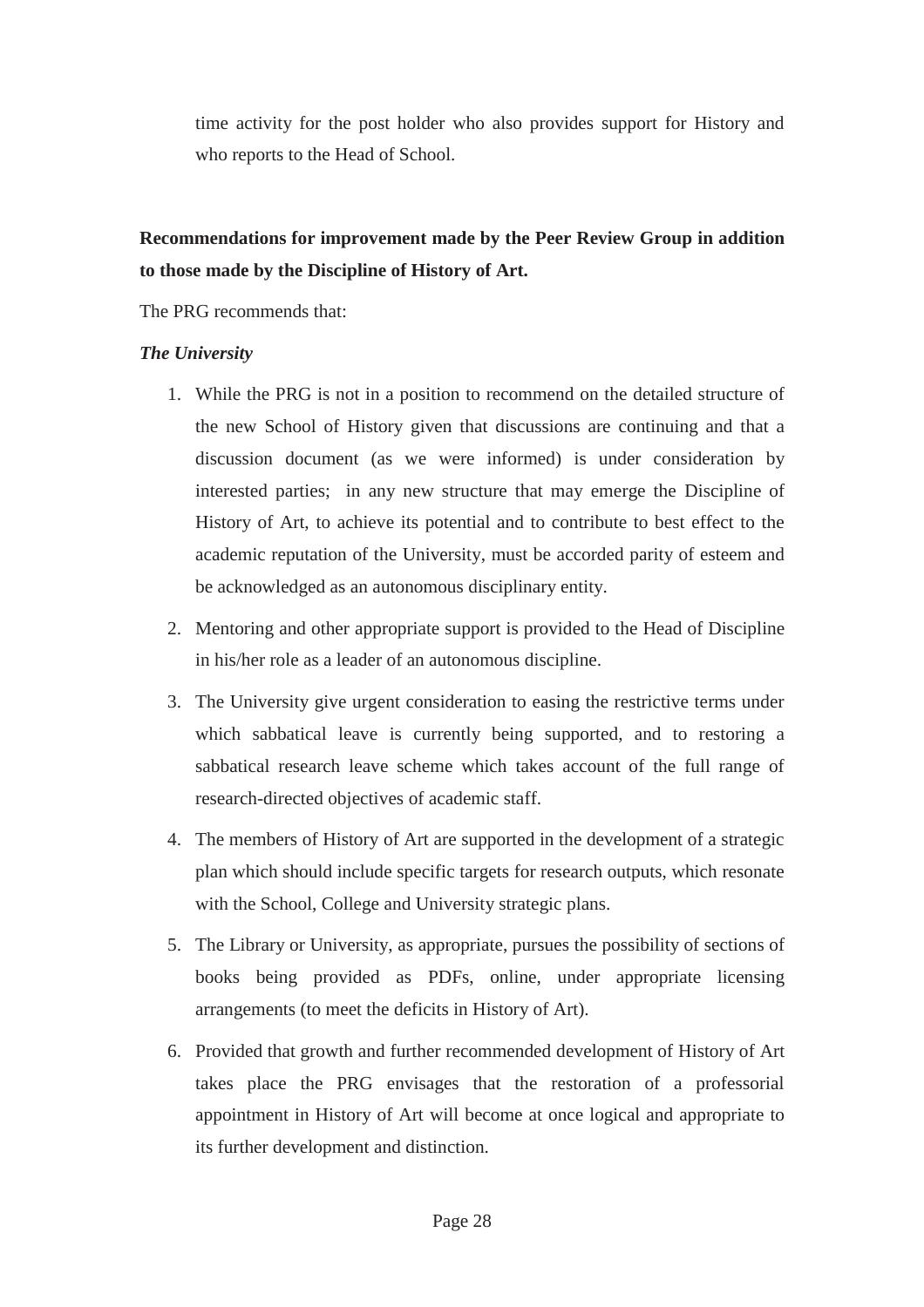time activity for the post holder who also provides support for History and who reports to the Head of School.

**Recommendations for improvement made by the Peer Review Group in addition to those made by the Discipline of History of Art.**

The PRG recommends that:

***The University***

1. While the PRG is not in a position to recommend on the detailed structure of the new School of History given that discussions are continuing and that a discussion document (as we were informed) is under consideration by interested parties; in any new structure that may emerge the Discipline of History of Art, to achieve its potential and to contribute to best effect to the academic reputation of the University, must be accorded parity of esteem and be acknowledged as an autonomous disciplinary entity.
2. Mentoring and other appropriate support is provided to the Head of Discipline in his/her role as a leader of an autonomous discipline.
3. The University give urgent consideration to easing the restrictive terms under which sabbatical leave is currently being supported, and to restoring a sabbatical research leave scheme which takes account of the full range of research-directed objectives of academic staff.
4. The members of History of Art are supported in the development of a strategic plan which should include specific targets for research outputs, which resonate with the School, College and University strategic plans.
5. The Library or University, as appropriate, pursues the possibility of sections of books being provided as PDFs, online, under appropriate licensing arrangements (to meet the deficits in History of Art).
6. Provided that growth and further recommended development of History of Art takes place the PRG envisages that the restoration of a professorial appointment in History of Art will become at once logical and appropriate to its further development and distinction.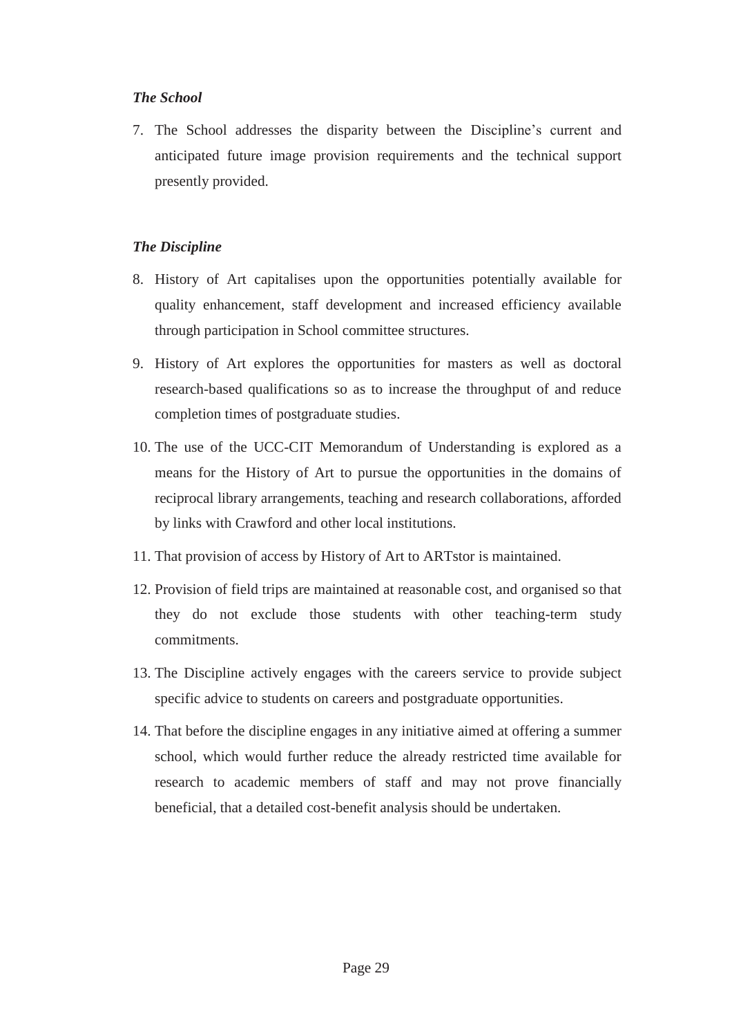***The School***

7. The School addresses the disparity between the Discipline's current and anticipated future image provision requirements and the technical support presently provided.

***The Discipline***

8. History of Art capitalises upon the opportunities potentially available for quality enhancement, staff development and increased efficiency available through participation in School committee structures.
9. History of Art explores the opportunities for masters as well as doctoral research-based qualifications so as to increase the throughput of and reduce completion times of postgraduate studies.
10. The use of the UCC-CIT Memorandum of Understanding is explored as a means for the History of Art to pursue the opportunities in the domains of reciprocal library arrangements, teaching and research collaborations, afforded by links with Crawford and other local institutions.
11. That provision of access by History of Art to ARTstor is maintained.
12. Provision of field trips are maintained at reasonable cost, and organised so that they do not exclude those students with other teaching-term study commitments.
13. The Discipline actively engages with the careers service to provide subject specific advice to students on careers and postgraduate opportunities.
14. That before the discipline engages in any initiative aimed at offering a summer school, which would further reduce the already restricted time available for research to academic members of staff and may not prove financially beneficial, that a detailed cost-benefit analysis should be undertaken.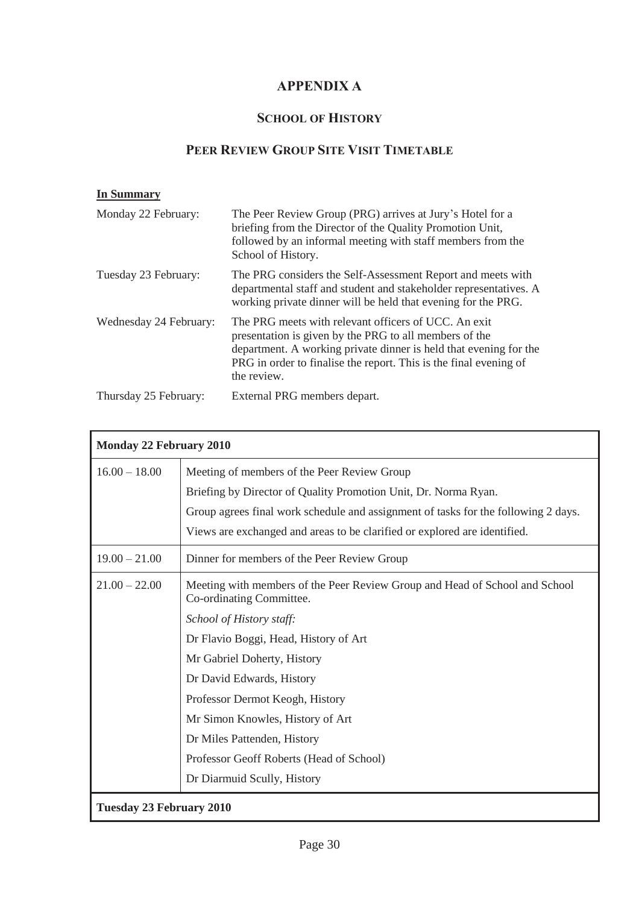# APPENDIX A

## SCHOOL OF HISTORY

## PEER REVIEW GROUP SITE VISIT TIMETABLE

**In Summary**

| | |
|---|---|
| Monday 22 February: | The Peer Review Group (PRG) arrives at Jury's Hotel for a briefing from the Director of the Quality Promotion Unit, followed by an informal meeting with staff members from the School of History. |
| Tuesday 23 February: | The PRG considers the Self-Assessment Report and meets with departmental staff and student and stakeholder representatives. A working private dinner will be held that evening for the PRG. |
| Wednesday 24 February: | The PRG meets with relevant officers of UCC. An exit presentation is given by the PRG to all members of the department. A working private dinner is held that evening for the PRG in order to finalise the report. This is the final evening of the review. |
| Thursday 25 February: | External PRG members depart. |

| **Monday 22 February 2010** | |
|---|---|
| 16.00 – 18.00 | Meeting of members of the Peer Review Group<br>Briefing by Director of Quality Promotion Unit, Dr. Norma Ryan.<br>Group agrees final work schedule and assignment of tasks for the following 2 days.<br>Views are exchanged and areas to be clarified or explored are identified. |
| 19.00 – 21.00 | Dinner for members of the Peer Review Group |
| 21.00 – 22.00 | Meeting with members of the Peer Review Group and Head of School and School Co-ordinating Committee.<br>*School of History staff:*<br>Dr Flavio Boggi, Head, History of Art<br>Mr Gabriel Doherty, History<br>Dr David Edwards, History<br>Professor Dermot Keogh, History<br>Mr Simon Knowles, History of Art<br>Dr Miles Pattenden, History<br>Professor Geoff Roberts (Head of School)<br>Dr Diarmuid Scully, History |
| **Tuesday 23 February 2010** | |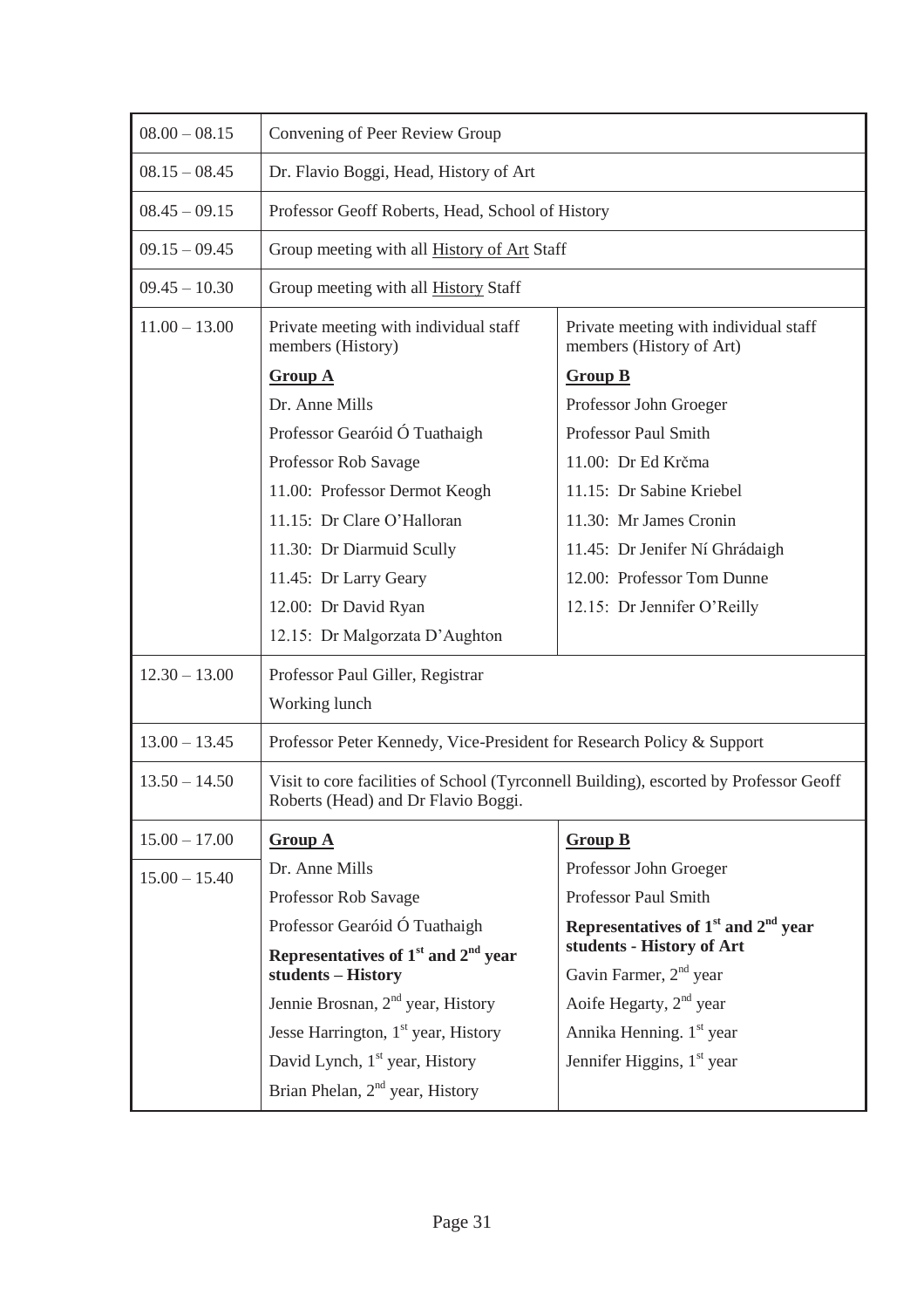| | | |
|---|---|---|
| 08.00 – 08.15 | Convening of Peer Review Group | |
| 08.15 – 08.45 | Dr. Flavio Boggi, Head, History of Art | |
| 08.45 – 09.15 | Professor Geoff Roberts, Head, School of History | |
| 09.15 – 09.45 | Group meeting with all <u>History of Art</u> Staff | |
| 09.45 – 10.30 | Group meeting with all <u>History</u> Staff | |
| 11.00 – 13.00 | Private meeting with individual staff members (History)<br>**<u>Group A</u>**<br>Dr. Anne Mills<br>Professor Gearóid Ó Tuathaigh<br>Professor Rob Savage<br>11.00: Professor Dermot Keogh<br>11.15: Dr Clare O'Halloran<br>11.30: Dr Diarmuid Scully<br>11.45: Dr Larry Geary<br>12.00: Dr David Ryan<br>12.15: Dr Malgorzata D'Aughton | Private meeting with individual staff members (History of Art)<br>**<u>Group B</u>**<br>Professor John Groeger<br>Professor Paul Smith<br>11.00: Dr Ed Krčma<br>11.15: Dr Sabine Kriebel<br>11.30: Mr James Cronin<br>11.45: Dr Jenifer Ní Ghrádaigh<br>12.00: Professor Tom Dunne<br>12.15: Dr Jennifer O'Reilly |
| 12.30 – 13.00 | Professor Paul Giller, Registrar<br>Working lunch | |
| 13.00 – 13.45 | Professor Peter Kennedy, Vice-President for Research Policy & Support | |
| 13.50 – 14.50 | Visit to core facilities of School (Tyrconnell Building), escorted by Professor Geoff Roberts (Head) and Dr Flavio Boggi. | |
| 15.00 – 17.00<br>15.00 – 15.40 | **<u>Group A</u>**<br>Dr. Anne Mills<br>Professor Rob Savage<br>Professor Gearóid Ó Tuathaigh<br>**Representatives of 1st and 2nd year students – History**<br>Jennie Brosnan, 2nd year, History<br>Jesse Harrington, 1st year, History<br>David Lynch, 1st year, History<br>Brian Phelan, 2nd year, History | **<u>Group B</u>**<br>Professor John Groeger<br>Professor Paul Smith<br>**Representatives of 1st and 2nd year students - History of Art**<br>Gavin Farmer, 2nd year<br>Aoife Hegarty, 2nd year<br>Annika Henning. 1st year<br>Jennifer Higgins, 1st year |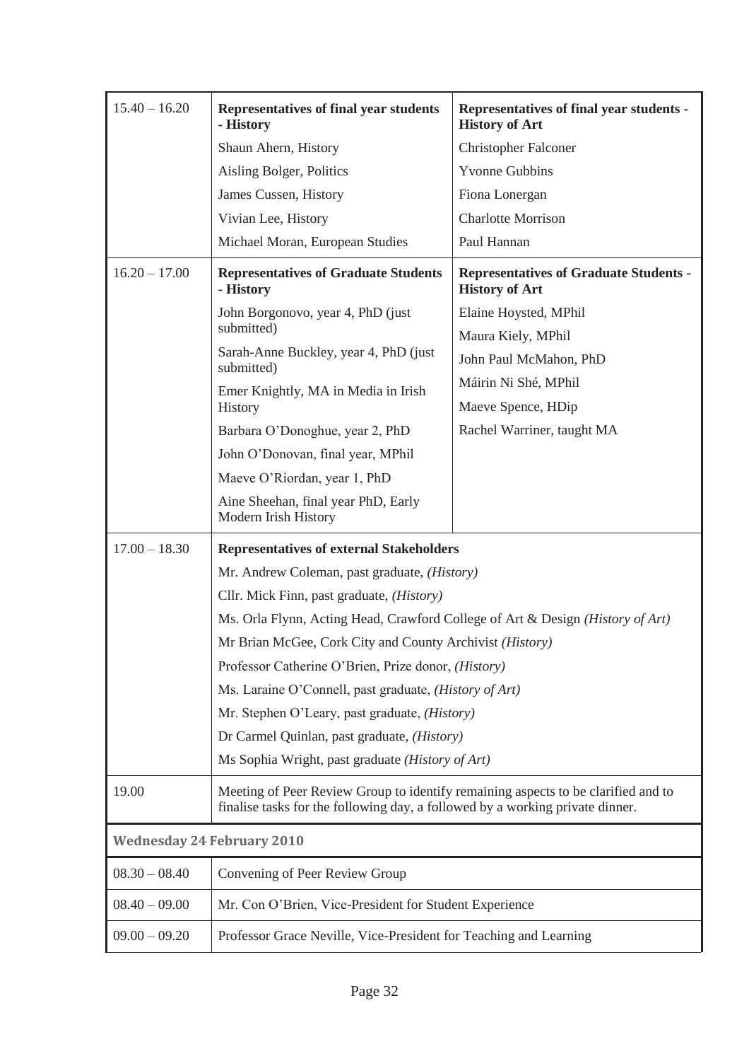| | | |
|---|---|---|
| 15.40 – 16.20 | **Representatives of final year students - History**<br>Shaun Ahern, History<br>Aisling Bolger, Politics<br>James Cussen, History<br>Vivian Lee, History<br>Michael Moran, European Studies | **Representatives of final year students - History of Art**<br>Christopher Falconer<br>Yvonne Gubbins<br>Fiona Lonergan<br>Charlotte Morrison<br>Paul Hannan |
| 16.20 – 17.00 | **Representatives of Graduate Students - History**<br>John Borgonovo, year 4, PhD (just submitted)<br>Sarah-Anne Buckley, year 4, PhD (just submitted)<br>Emer Knightly, MA in Media in Irish History<br>Barbara O'Donoghue, year 2, PhD<br>John O'Donovan, final year, MPhil<br>Maeve O'Riordan, year 1, PhD<br>Aine Sheehan, final year PhD, Early Modern Irish History | **Representatives of Graduate Students - History of Art**<br>Elaine Hoysted, MPhil<br>Maura Kiely, MPhil<br>John Paul McMahon, PhD<br>Máirin Ni Shé, MPhil<br>Maeve Spence, HDip<br>Rachel Warriner, taught MA |
| 17.00 – 18.30 | **Representatives of external Stakeholders**<br>Mr. Andrew Coleman, past graduate, *(History)*<br>Cllr. Mick Finn, past graduate, *(History)*<br>Ms. Orla Flynn, Acting Head, Crawford College of Art & Design *(History of Art)*<br>Mr Brian McGee, Cork City and County Archivist *(History)*<br>Professor Catherine O'Brien, Prize donor, *(History)*<br>Ms. Laraine O'Connell, past graduate, *(History of Art)*<br>Mr. Stephen O'Leary, past graduate, *(History)*<br>Dr Carmel Quinlan, past graduate, *(History)*<br>Ms Sophia Wright, past graduate *(History of Art)* | |
| 19.00 | Meeting of Peer Review Group to identify remaining aspects to be clarified and to finalise tasks for the following day, a followed by a working private dinner. | |
| **Wednesday 24 February 2010** | | |
| 08.30 – 08.40 | Convening of Peer Review Group | |
| 08.40 – 09.00 | Mr. Con O'Brien, Vice-President for Student Experience | |
| 09.00 – 09.20 | Professor Grace Neville, Vice-President for Teaching and Learning | |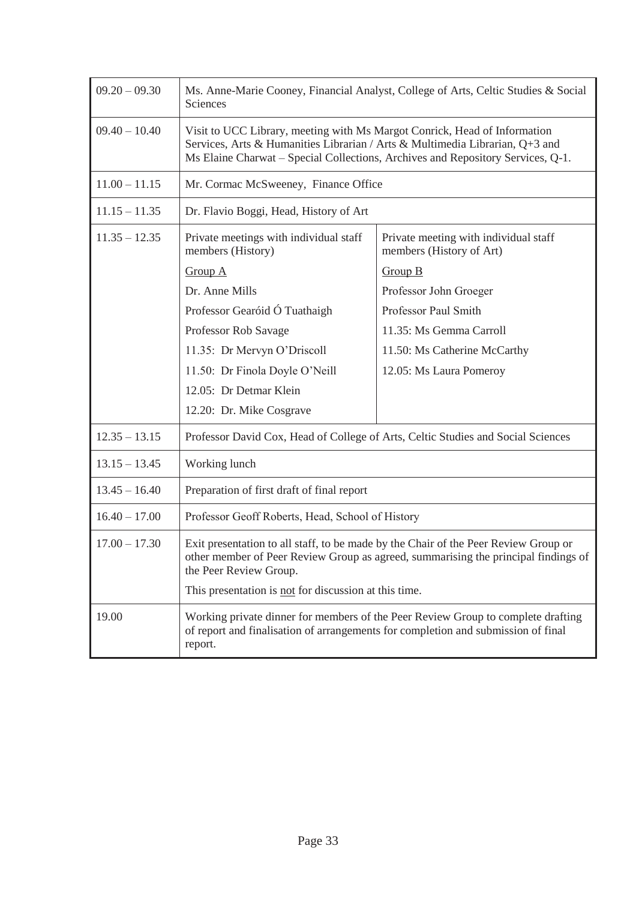| | | |
|---|---|---|
| 09.20 – 09.30 | Ms. Anne-Marie Cooney, Financial Analyst, College of Arts, Celtic Studies & Social Sciences | |
| 09.40 – 10.40 | Visit to UCC Library, meeting with Ms Margot Conrick, Head of Information Services, Arts & Humanities Librarian / Arts & Multimedia Librarian, Q+3 and Ms Elaine Charwat – Special Collections, Archives and Repository Services, Q-1. | |
| 11.00 – 11.15 | Mr. Cormac McSweeney, Finance Office | |
| 11.15 – 11.35 | Dr. Flavio Boggi, Head, History of Art | |
| 11.35 – 12.35 | Private meetings with individual staff members (History)<br><br><u>Group A</u><br>Dr. Anne Mills<br>Professor Gearóid Ó Tuathaigh<br>Professor Rob Savage<br>11.35: Dr Mervyn O'Driscoll<br>11.50: Dr Finola Doyle O'Neill<br>12.05: Dr Detmar Klein<br>12.20: Dr. Mike Cosgrave | Private meeting with individual staff members (History of Art)<br><br><u>Group B</u><br>Professor John Groeger<br>Professor Paul Smith<br>11.35: Ms Gemma Carroll<br>11.50: Ms Catherine McCarthy<br>12.05: Ms Laura Pomeroy |
| 12.35 – 13.15 | Professor David Cox, Head of College of Arts, Celtic Studies and Social Sciences | |
| 13.15 – 13.45 | Working lunch | |
| 13.45 – 16.40 | Preparation of first draft of final report | |
| 16.40 – 17.00 | Professor Geoff Roberts, Head, School of History | |
| 17.00 – 17.30 | Exit presentation to all staff, to be made by the Chair of the Peer Review Group or other member of Peer Review Group as agreed, summarising the principal findings of the Peer Review Group.<br><br>This presentation is <u>not</u> for discussion at this time. | |
| 19.00 | Working private dinner for members of the Peer Review Group to complete drafting of report and finalisation of arrangements for completion and submission of final report. | |